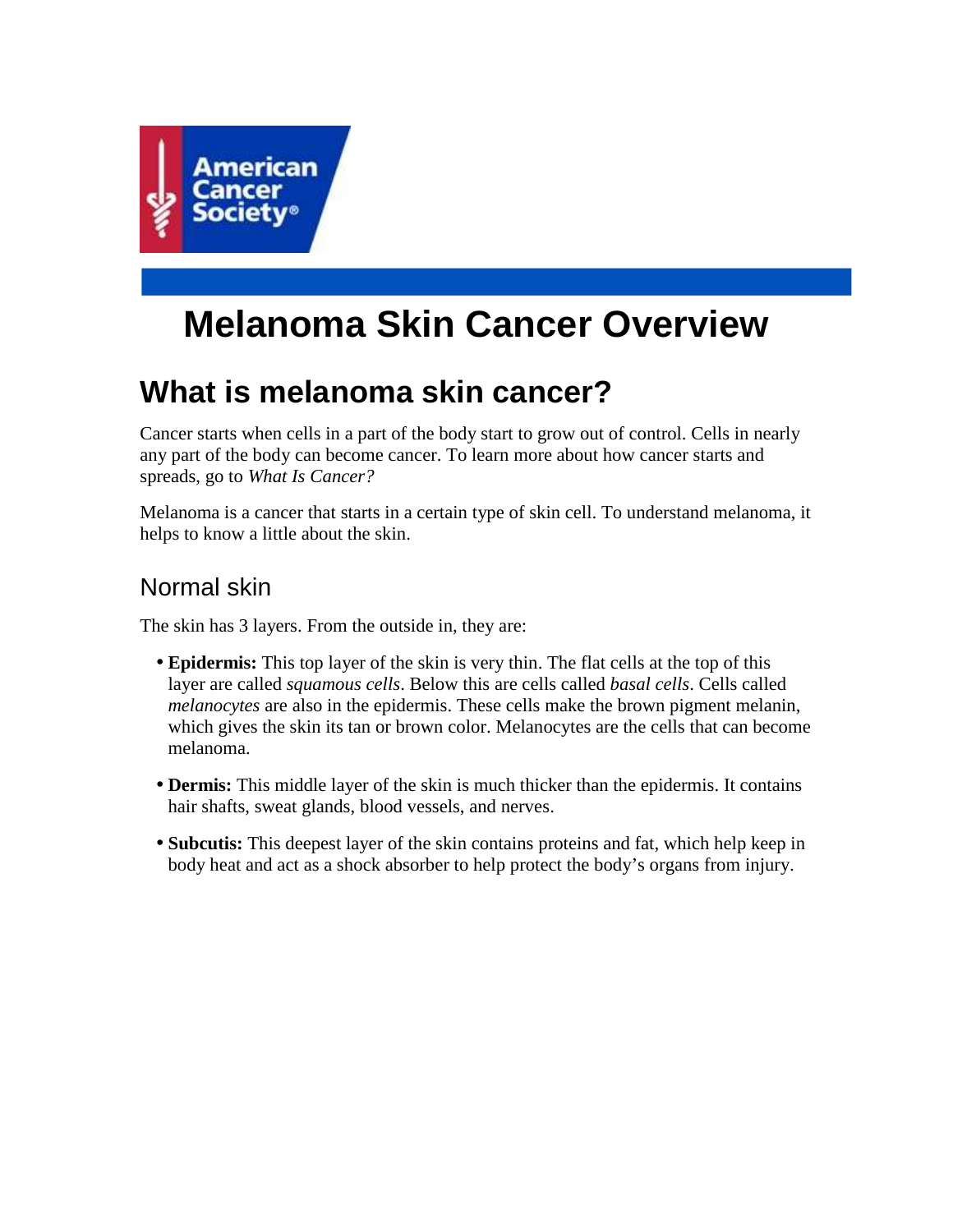# Melanoma Skin Cancer Overview

## What is melanoma skin cancer?

Cancer starts when cells in a part of the body start to grow out of control. Cells in nearly any part of the body can become cancer. To learn more about how cancer starts and spreads, go to *What Is Cancer?*

Melanoma is a cancer that starts in a certain type of skin cell. To understand melanoma, it helps to know a little about the skin.

### Normal skin

The skin has 3 layers. From the outside in, they are:

- **Epidermis:** This top layer of the skin is very thin. The flat cells at the top of this layer are called *squamous cells*. Below this are cells called *basal cells*. Cells called *melanocytes* are also in the epidermis. These cells make the brown pigment melanin, which gives the skin its tan or brown color. Melanocytes are the cells that can become melanoma.
- **Dermis:** This middle layer of the skin is much thicker than the epidermis. It contains hair shafts, sweat glands, blood vessels, and nerves.
- **Subcutis:** This deepest layer of the skin contains proteins and fat, which help keep in body heat and act as a shock absorber to help protect the body's organs from injury.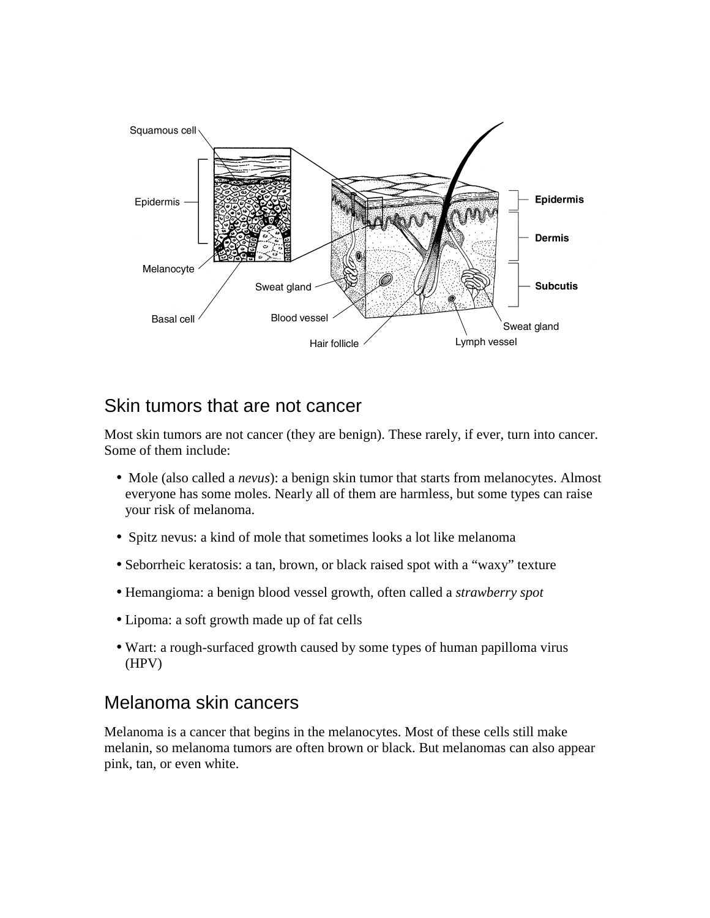## Skin tumors that are not cancer

Most skin tumors are not cancer (they are benign). These rarely, if ever, turn into cancer. Some of them include:

- Mole (also called a *nevus*): a benign skin tumor that starts from melanocytes. Almost everyone has some moles. Nearly all of them are harmless, but some types can raise your risk of melanoma.
- Spitz nevus: a kind of mole that sometimes looks a lot like melanoma
- Seborrheic keratosis: a tan, brown, or black raised spot with a "waxy" texture
- Hemangioma: a benign blood vessel growth, often called a *strawberry spot*
- Lipoma: a soft growth made up of fat cells
- Wart: a rough-surfaced growth caused by some types of human papilloma virus (HPV)

## Melanoma skin cancers

Melanoma is a cancer that begins in the melanocytes. Most of these cells still make melanin, so melanoma tumors are often brown or black. But melanomas can also appear pink, tan, or even white.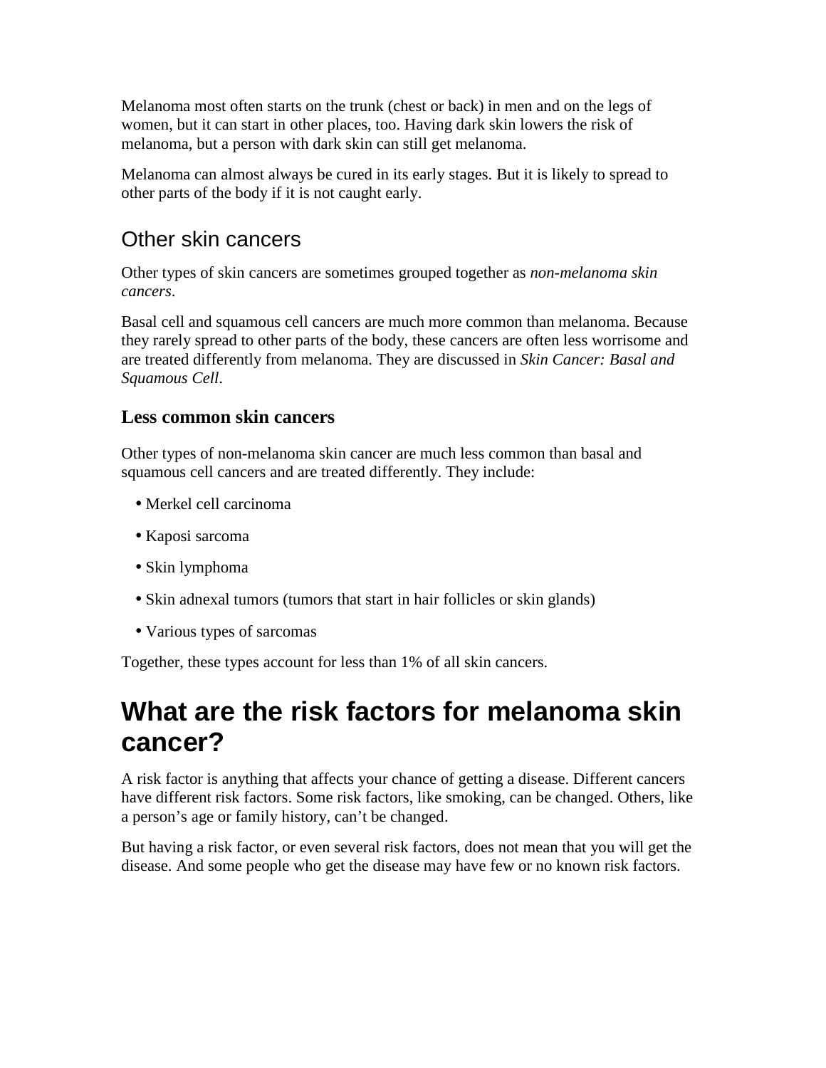Melanoma most often starts on the trunk (chest or back) in men and on the legs of women, but it can start in other places, too. Having dark skin lowers the risk of melanoma, but a person with dark skin can still get melanoma.

Melanoma can almost always be cured in its early stages. But it is likely to spread to other parts of the body if it is not caught early.

## Other skin cancers

Other types of skin cancers are sometimes grouped together as *non-melanoma skin cancers*.

Basal cell and squamous cell cancers are much more common than melanoma. Because they rarely spread to other parts of the body, these cancers are often less worrisome and are treated differently from melanoma. They are discussed in *Skin Cancer: Basal and Squamous Cell*.

### Less common skin cancers

Other types of non-melanoma skin cancer are much less common than basal and squamous cell cancers and are treated differently. They include:

- Merkel cell carcinoma
- Kaposi sarcoma
- Skin lymphoma
- Skin adnexal tumors (tumors that start in hair follicles or skin glands)
- Various types of sarcomas

Together, these types account for less than 1% of all skin cancers.

# What are the risk factors for melanoma skin cancer?

A risk factor is anything that affects your chance of getting a disease. Different cancers have different risk factors. Some risk factors, like smoking, can be changed. Others, like a person's age or family history, can't be changed.

But having a risk factor, or even several risk factors, does not mean that you will get the disease. And some people who get the disease may have few or no known risk factors.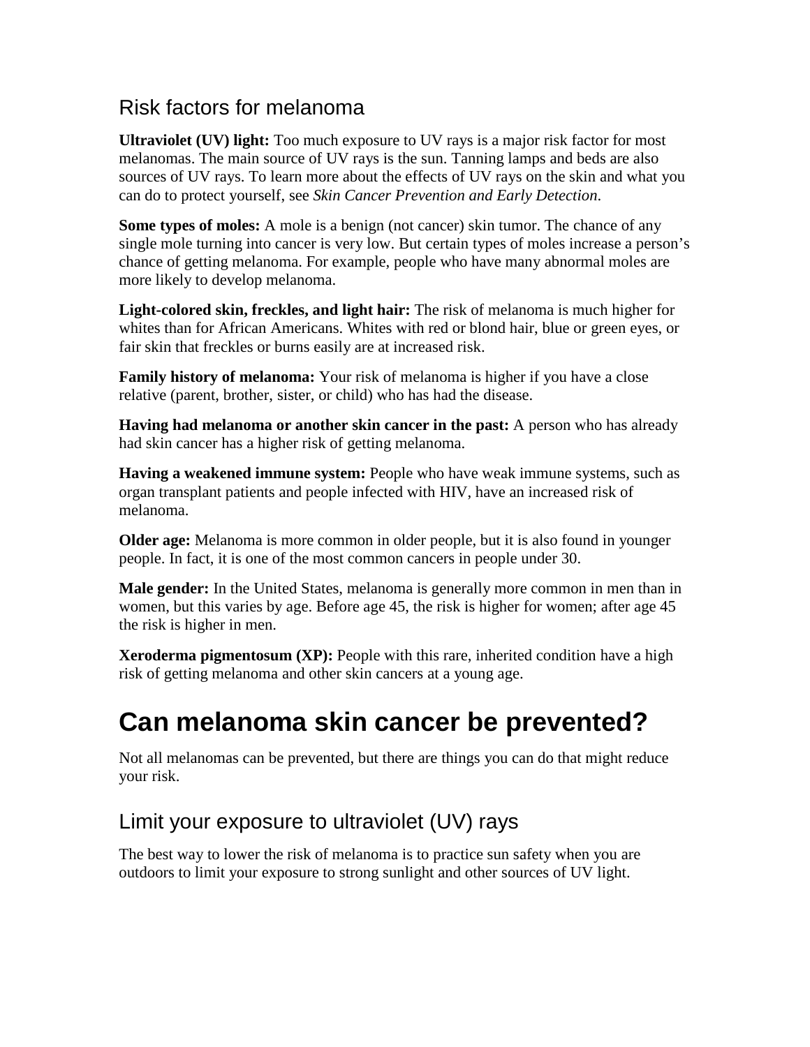## Risk factors for melanoma

**Ultraviolet (UV) light:** Too much exposure to UV rays is a major risk factor for most melanomas. The main source of UV rays is the sun. Tanning lamps and beds are also sources of UV rays. To learn more about the effects of UV rays on the skin and what you can do to protect yourself, see *Skin Cancer Prevention and Early Detection*.

**Some types of moles:** A mole is a benign (not cancer) skin tumor. The chance of any single mole turning into cancer is very low. But certain types of moles increase a person's chance of getting melanoma. For example, people who have many abnormal moles are more likely to develop melanoma.

**Light-colored skin, freckles, and light hair:** The risk of melanoma is much higher for whites than for African Americans. Whites with red or blond hair, blue or green eyes, or fair skin that freckles or burns easily are at increased risk.

**Family history of melanoma:** Your risk of melanoma is higher if you have a close relative (parent, brother, sister, or child) who has had the disease.

**Having had melanoma or another skin cancer in the past:** A person who has already had skin cancer has a higher risk of getting melanoma.

**Having a weakened immune system:** People who have weak immune systems, such as organ transplant patients and people infected with HIV, have an increased risk of melanoma.

**Older age:** Melanoma is more common in older people, but it is also found in younger people. In fact, it is one of the most common cancers in people under 30.

**Male gender:** In the United States, melanoma is generally more common in men than in women, but this varies by age. Before age 45, the risk is higher for women; after age 45 the risk is higher in men.

**Xeroderma pigmentosum (XP):** People with this rare, inherited condition have a high risk of getting melanoma and other skin cancers at a young age.

# Can melanoma skin cancer be prevented?

Not all melanomas can be prevented, but there are things you can do that might reduce your risk.

## Limit your exposure to ultraviolet (UV) rays

The best way to lower the risk of melanoma is to practice sun safety when you are outdoors to limit your exposure to strong sunlight and other sources of UV light.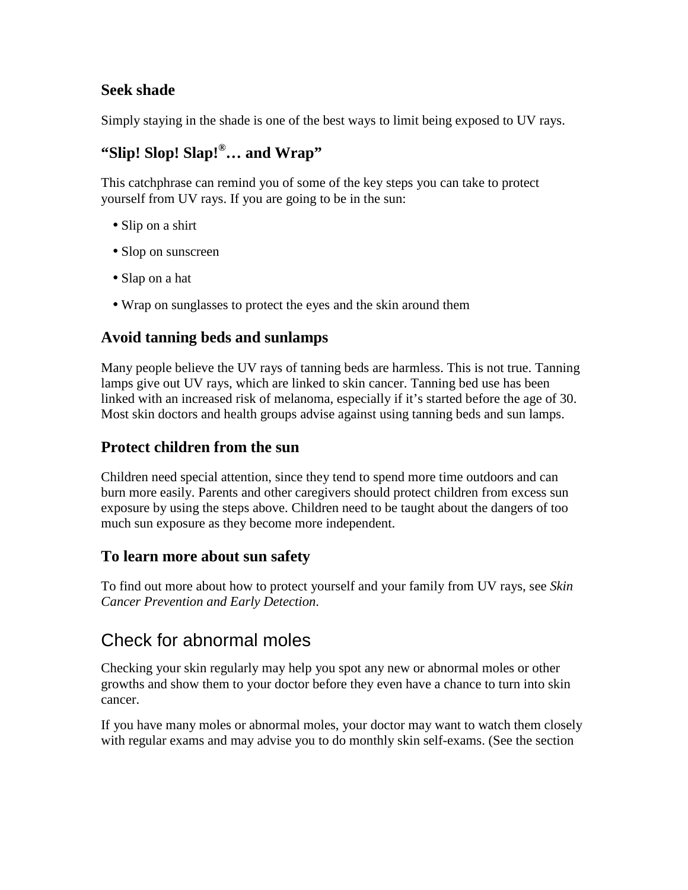### Seek shade

Simply staying in the shade is one of the best ways to limit being exposed to UV rays.

### "Slip! Slop! Slap!®… and Wrap"

This catchphrase can remind you of some of the key steps you can take to protect yourself from UV rays. If you are going to be in the sun:

- Slip on a shirt
- Slop on sunscreen
- Slap on a hat
- Wrap on sunglasses to protect the eyes and the skin around them

### Avoid tanning beds and sunlamps

Many people believe the UV rays of tanning beds are harmless. This is not true. Tanning lamps give out UV rays, which are linked to skin cancer. Tanning bed use has been linked with an increased risk of melanoma, especially if it's started before the age of 30. Most skin doctors and health groups advise against using tanning beds and sun lamps.

### Protect children from the sun

Children need special attention, since they tend to spend more time outdoors and can burn more easily. Parents and other caregivers should protect children from excess sun exposure by using the steps above. Children need to be taught about the dangers of too much sun exposure as they become more independent.

### To learn more about sun safety

To find out more about how to protect yourself and your family from UV rays, see *Skin Cancer Prevention and Early Detection*.

## Check for abnormal moles

Checking your skin regularly may help you spot any new or abnormal moles or other growths and show them to your doctor before they even have a chance to turn into skin cancer.

If you have many moles or abnormal moles, your doctor may want to watch them closely with regular exams and may advise you to do monthly skin self-exams. (See the section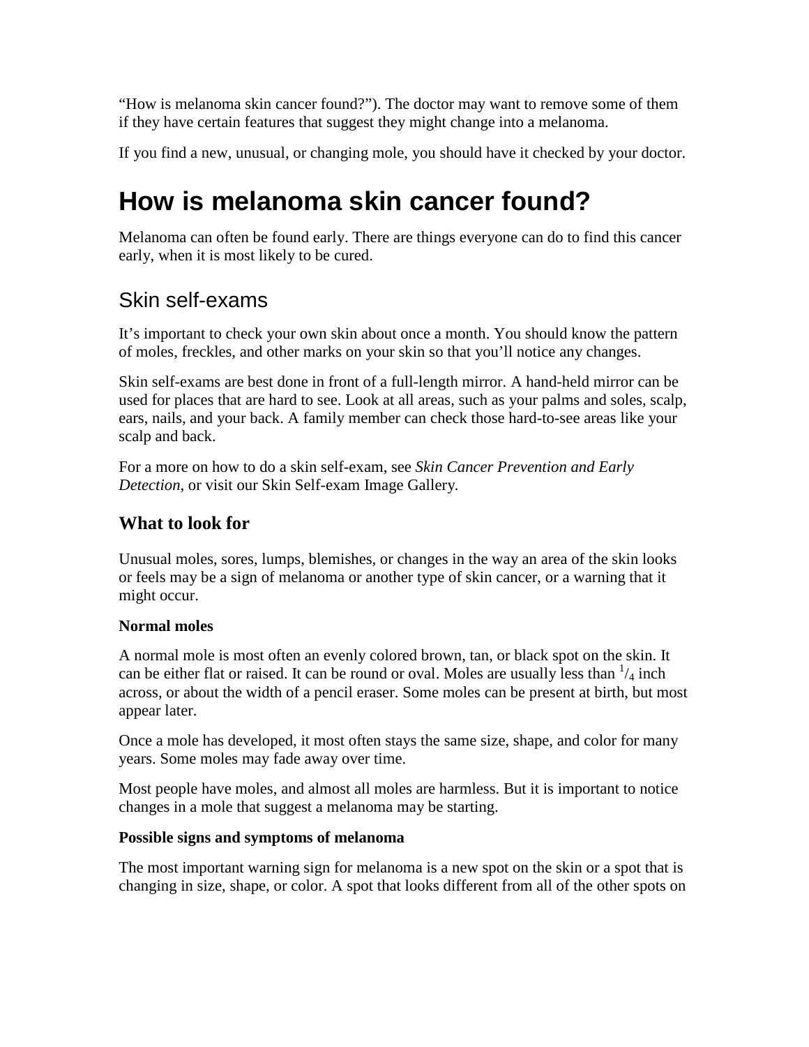“How is melanoma skin cancer found?”). The doctor may want to remove some of them if they have certain features that suggest they might change into a melanoma.

If you find a new, unusual, or changing mole, you should have it checked by your doctor.

# How is melanoma skin cancer found?

Melanoma can often be found early. There are things everyone can do to find this cancer early, when it is most likely to be cured.

## Skin self-exams

It’s important to check your own skin about once a month. You should know the pattern of moles, freckles, and other marks on your skin so that you’ll notice any changes.

Skin self-exams are best done in front of a full-length mirror. A hand-held mirror can be used for places that are hard to see. Look at all areas, such as your palms and soles, scalp, ears, nails, and your back. A family member can check those hard-to-see areas like your scalp and back.

For a more on how to do a skin self-exam, see *Skin Cancer Prevention and Early Detection*, or visit our Skin Self-exam Image Gallery.

### What to look for

Unusual moles, sores, lumps, blemishes, or changes in the way an area of the skin looks or feels may be a sign of melanoma or another type of skin cancer, or a warning that it might occur.

**Normal moles**

A normal mole is most often an evenly colored brown, tan, or black spot on the skin. It can be either flat or raised. It can be round or oval. Moles are usually less than $^{1}/_{4}$ inch across, or about the width of a pencil eraser. Some moles can be present at birth, but most appear later.

Once a mole has developed, it most often stays the same size, shape, and color for many years. Some moles may fade away over time.

Most people have moles, and almost all moles are harmless. But it is important to notice changes in a mole that suggest a melanoma may be starting.

**Possible signs and symptoms of melanoma**

The most important warning sign for melanoma is a new spot on the skin or a spot that is changing in size, shape, or color. A spot that looks different from all of the other spots on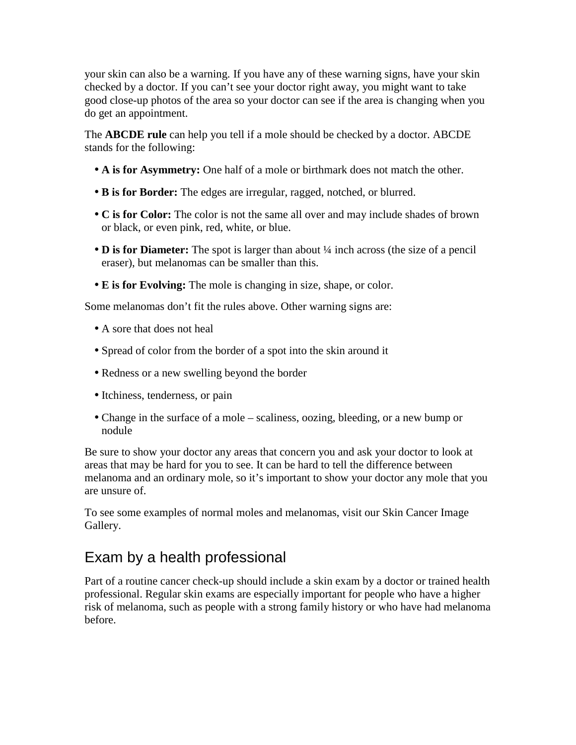your skin can also be a warning. If you have any of these warning signs, have your skin checked by a doctor. If you can't see your doctor right away, you might want to take good close-up photos of the area so your doctor can see if the area is changing when you do get an appointment.

The **ABCDE rule** can help you tell if a mole should be checked by a doctor. ABCDE stands for the following:

- **A is for Asymmetry:** One half of a mole or birthmark does not match the other.
- **B is for Border:** The edges are irregular, ragged, notched, or blurred.
- **C is for Color:** The color is not the same all over and may include shades of brown or black, or even pink, red, white, or blue.
- **D is for Diameter:** The spot is larger than about ¼ inch across (the size of a pencil eraser), but melanomas can be smaller than this.
- **E is for Evolving:** The mole is changing in size, shape, or color.

Some melanomas don't fit the rules above. Other warning signs are:

- A sore that does not heal
- Spread of color from the border of a spot into the skin around it
- Redness or a new swelling beyond the border
- Itchiness, tenderness, or pain
- Change in the surface of a mole – scaliness, oozing, bleeding, or a new bump or nodule

Be sure to show your doctor any areas that concern you and ask your doctor to look at areas that may be hard for you to see. It can be hard to tell the difference between melanoma and an ordinary mole, so it's important to show your doctor any mole that you are unsure of.

To see some examples of normal moles and melanomas, visit our Skin Cancer Image Gallery.

## Exam by a health professional

Part of a routine cancer check-up should include a skin exam by a doctor or trained health professional. Regular skin exams are especially important for people who have a higher risk of melanoma, such as people with a strong family history or who have had melanoma before.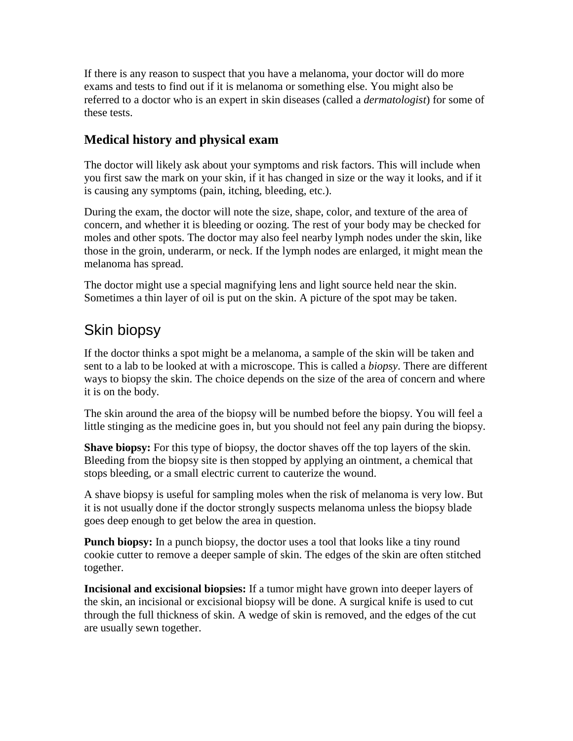If there is any reason to suspect that you have a melanoma, your doctor will do more exams and tests to find out if it is melanoma or something else. You might also be referred to a doctor who is an expert in skin diseases (called a *dermatologist*) for some of these tests.

### Medical history and physical exam

The doctor will likely ask about your symptoms and risk factors. This will include when you first saw the mark on your skin, if it has changed in size or the way it looks, and if it is causing any symptoms (pain, itching, bleeding, etc.).

During the exam, the doctor will note the size, shape, color, and texture of the area of concern, and whether it is bleeding or oozing. The rest of your body may be checked for moles and other spots. The doctor may also feel nearby lymph nodes under the skin, like those in the groin, underarm, or neck. If the lymph nodes are enlarged, it might mean the melanoma has spread.

The doctor might use a special magnifying lens and light source held near the skin. Sometimes a thin layer of oil is put on the skin. A picture of the spot may be taken.

## Skin biopsy

If the doctor thinks a spot might be a melanoma, a sample of the skin will be taken and sent to a lab to be looked at with a microscope. This is called a *biopsy*. There are different ways to biopsy the skin. The choice depends on the size of the area of concern and where it is on the body.

The skin around the area of the biopsy will be numbed before the biopsy. You will feel a little stinging as the medicine goes in, but you should not feel any pain during the biopsy.

**Shave biopsy:** For this type of biopsy, the doctor shaves off the top layers of the skin. Bleeding from the biopsy site is then stopped by applying an ointment, a chemical that stops bleeding, or a small electric current to cauterize the wound.

A shave biopsy is useful for sampling moles when the risk of melanoma is very low. But it is not usually done if the doctor strongly suspects melanoma unless the biopsy blade goes deep enough to get below the area in question.

**Punch biopsy:** In a punch biopsy, the doctor uses a tool that looks like a tiny round cookie cutter to remove a deeper sample of skin. The edges of the skin are often stitched together.

**Incisional and excisional biopsies:** If a tumor might have grown into deeper layers of the skin, an incisional or excisional biopsy will be done. A surgical knife is used to cut through the full thickness of skin. A wedge of skin is removed, and the edges of the cut are usually sewn together.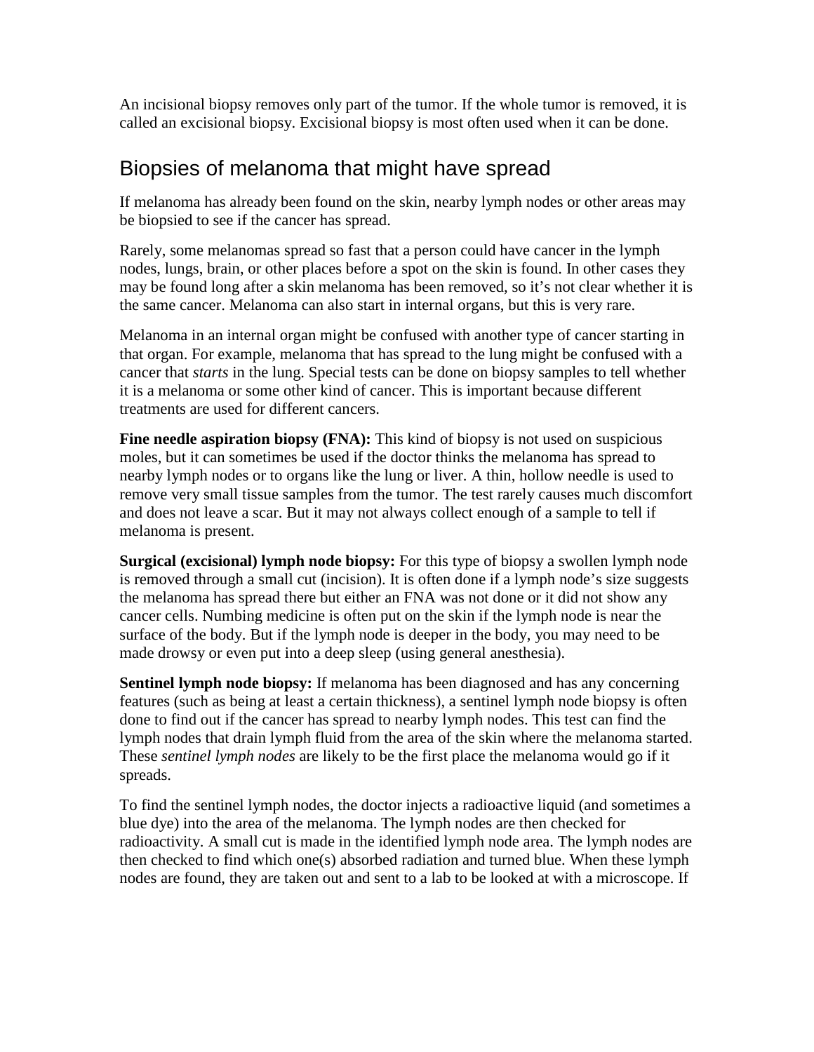An incisional biopsy removes only part of the tumor. If the whole tumor is removed, it is called an excisional biopsy. Excisional biopsy is most often used when it can be done.

## Biopsies of melanoma that might have spread

If melanoma has already been found on the skin, nearby lymph nodes or other areas may be biopsied to see if the cancer has spread.

Rarely, some melanomas spread so fast that a person could have cancer in the lymph nodes, lungs, brain, or other places before a spot on the skin is found. In other cases they may be found long after a skin melanoma has been removed, so it's not clear whether it is the same cancer. Melanoma can also start in internal organs, but this is very rare.

Melanoma in an internal organ might be confused with another type of cancer starting in that organ. For example, melanoma that has spread to the lung might be confused with a cancer that *starts* in the lung. Special tests can be done on biopsy samples to tell whether it is a melanoma or some other kind of cancer. This is important because different treatments are used for different cancers.

**Fine needle aspiration biopsy (FNA):** This kind of biopsy is not used on suspicious moles, but it can sometimes be used if the doctor thinks the melanoma has spread to nearby lymph nodes or to organs like the lung or liver. A thin, hollow needle is used to remove very small tissue samples from the tumor. The test rarely causes much discomfort and does not leave a scar. But it may not always collect enough of a sample to tell if melanoma is present.

**Surgical (excisional) lymph node biopsy:** For this type of biopsy a swollen lymph node is removed through a small cut (incision). It is often done if a lymph node's size suggests the melanoma has spread there but either an FNA was not done or it did not show any cancer cells. Numbing medicine is often put on the skin if the lymph node is near the surface of the body. But if the lymph node is deeper in the body, you may need to be made drowsy or even put into a deep sleep (using general anesthesia).

**Sentinel lymph node biopsy:** If melanoma has been diagnosed and has any concerning features (such as being at least a certain thickness), a sentinel lymph node biopsy is often done to find out if the cancer has spread to nearby lymph nodes. This test can find the lymph nodes that drain lymph fluid from the area of the skin where the melanoma started. These *sentinel lymph nodes* are likely to be the first place the melanoma would go if it spreads.

To find the sentinel lymph nodes, the doctor injects a radioactive liquid (and sometimes a blue dye) into the area of the melanoma. The lymph nodes are then checked for radioactivity. A small cut is made in the identified lymph node area. The lymph nodes are then checked to find which one(s) absorbed radiation and turned blue. When these lymph nodes are found, they are taken out and sent to a lab to be looked at with a microscope. If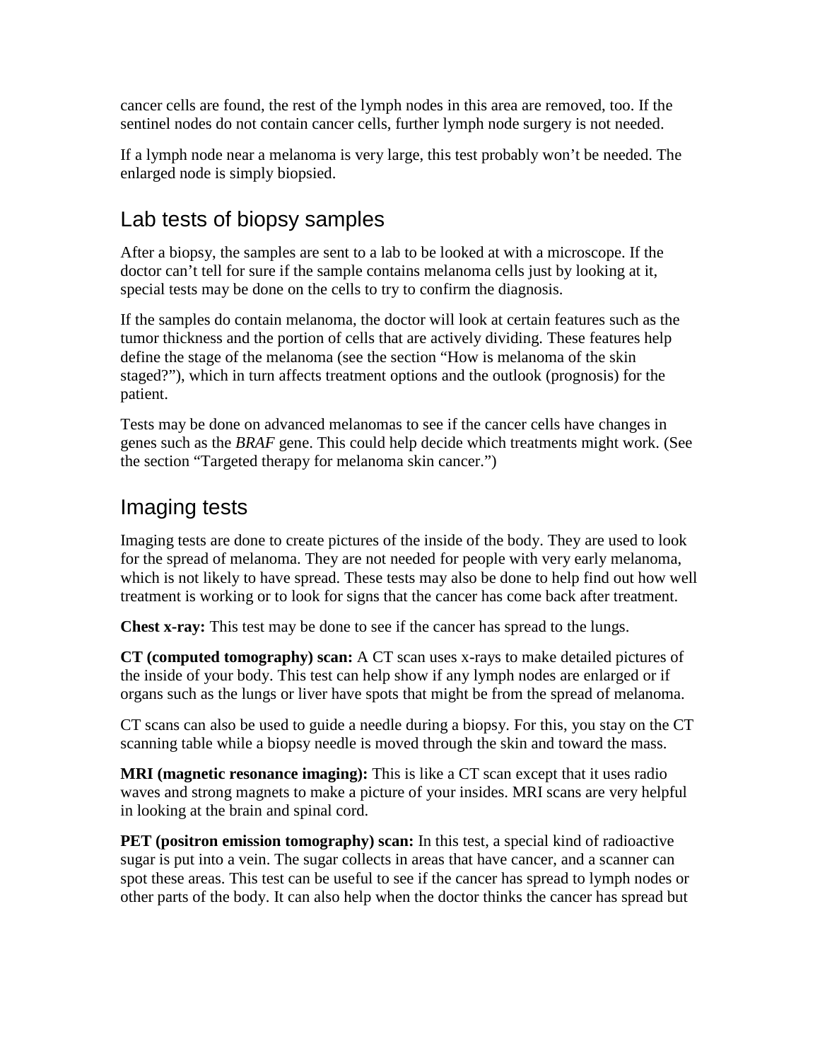cancer cells are found, the rest of the lymph nodes in this area are removed, too. If the sentinel nodes do not contain cancer cells, further lymph node surgery is not needed.

If a lymph node near a melanoma is very large, this test probably won't be needed. The enlarged node is simply biopsied.

## Lab tests of biopsy samples

After a biopsy, the samples are sent to a lab to be looked at with a microscope. If the doctor can't tell for sure if the sample contains melanoma cells just by looking at it, special tests may be done on the cells to try to confirm the diagnosis.

If the samples do contain melanoma, the doctor will look at certain features such as the tumor thickness and the portion of cells that are actively dividing. These features help define the stage of the melanoma (see the section "How is melanoma of the skin staged?"), which in turn affects treatment options and the outlook (prognosis) for the patient.

Tests may be done on advanced melanomas to see if the cancer cells have changes in genes such as the *BRAF* gene. This could help decide which treatments might work. (See the section "Targeted therapy for melanoma skin cancer.")

## Imaging tests

Imaging tests are done to create pictures of the inside of the body. They are used to look for the spread of melanoma. They are not needed for people with very early melanoma, which is not likely to have spread. These tests may also be done to help find out how well treatment is working or to look for signs that the cancer has come back after treatment.

**Chest x-ray:** This test may be done to see if the cancer has spread to the lungs.

**CT (computed tomography) scan:** A CT scan uses x-rays to make detailed pictures of the inside of your body. This test can help show if any lymph nodes are enlarged or if organs such as the lungs or liver have spots that might be from the spread of melanoma.

CT scans can also be used to guide a needle during a biopsy. For this, you stay on the CT scanning table while a biopsy needle is moved through the skin and toward the mass.

**MRI (magnetic resonance imaging):** This is like a CT scan except that it uses radio waves and strong magnets to make a picture of your insides. MRI scans are very helpful in looking at the brain and spinal cord.

**PET (positron emission tomography) scan:** In this test, a special kind of radioactive sugar is put into a vein. The sugar collects in areas that have cancer, and a scanner can spot these areas. This test can be useful to see if the cancer has spread to lymph nodes or other parts of the body. It can also help when the doctor thinks the cancer has spread but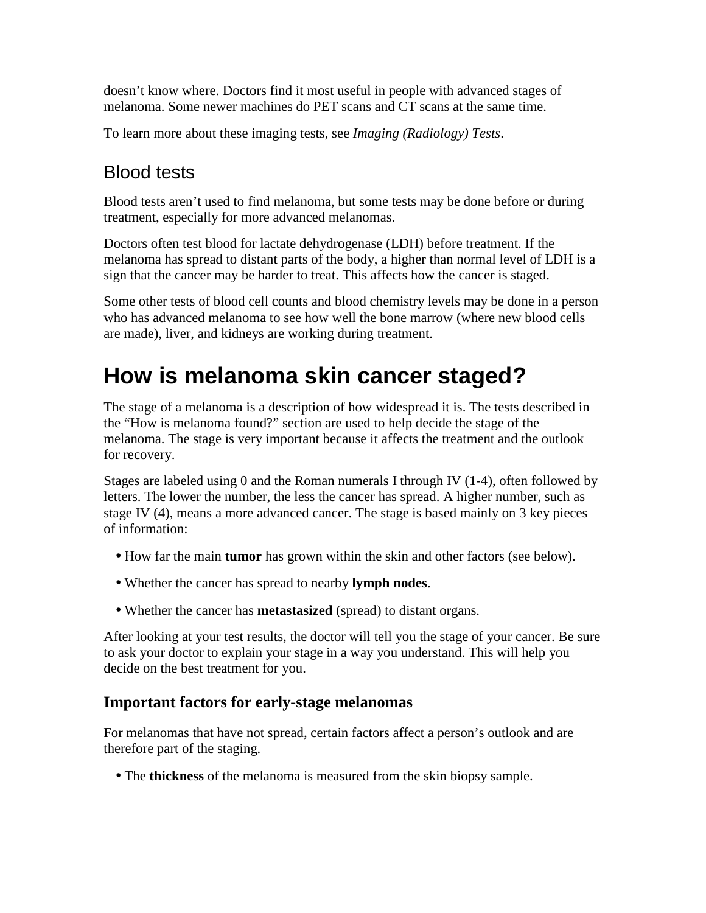doesn't know where. Doctors find it most useful in people with advanced stages of melanoma. Some newer machines do PET scans and CT scans at the same time.

To learn more about these imaging tests, see *Imaging (Radiology) Tests*.

## Blood tests

Blood tests aren't used to find melanoma, but some tests may be done before or during treatment, especially for more advanced melanomas.

Doctors often test blood for lactate dehydrogenase (LDH) before treatment. If the melanoma has spread to distant parts of the body, a higher than normal level of LDH is a sign that the cancer may be harder to treat. This affects how the cancer is staged.

Some other tests of blood cell counts and blood chemistry levels may be done in a person who has advanced melanoma to see how well the bone marrow (where new blood cells are made), liver, and kidneys are working during treatment.

# How is melanoma skin cancer staged?

The stage of a melanoma is a description of how widespread it is. The tests described in the "How is melanoma found?" section are used to help decide the stage of the melanoma. The stage is very important because it affects the treatment and the outlook for recovery.

Stages are labeled using 0 and the Roman numerals I through IV (1-4), often followed by letters. The lower the number, the less the cancer has spread. A higher number, such as stage IV (4), means a more advanced cancer. The stage is based mainly on 3 key pieces of information:

- How far the main **tumor** has grown within the skin and other factors (see below).
- Whether the cancer has spread to nearby **lymph nodes**.
- Whether the cancer has **metastasized** (spread) to distant organs.

After looking at your test results, the doctor will tell you the stage of your cancer. Be sure to ask your doctor to explain your stage in a way you understand. This will help you decide on the best treatment for you.

### Important factors for early-stage melanomas

For melanomas that have not spread, certain factors affect a person's outlook and are therefore part of the staging.

- The **thickness** of the melanoma is measured from the skin biopsy sample.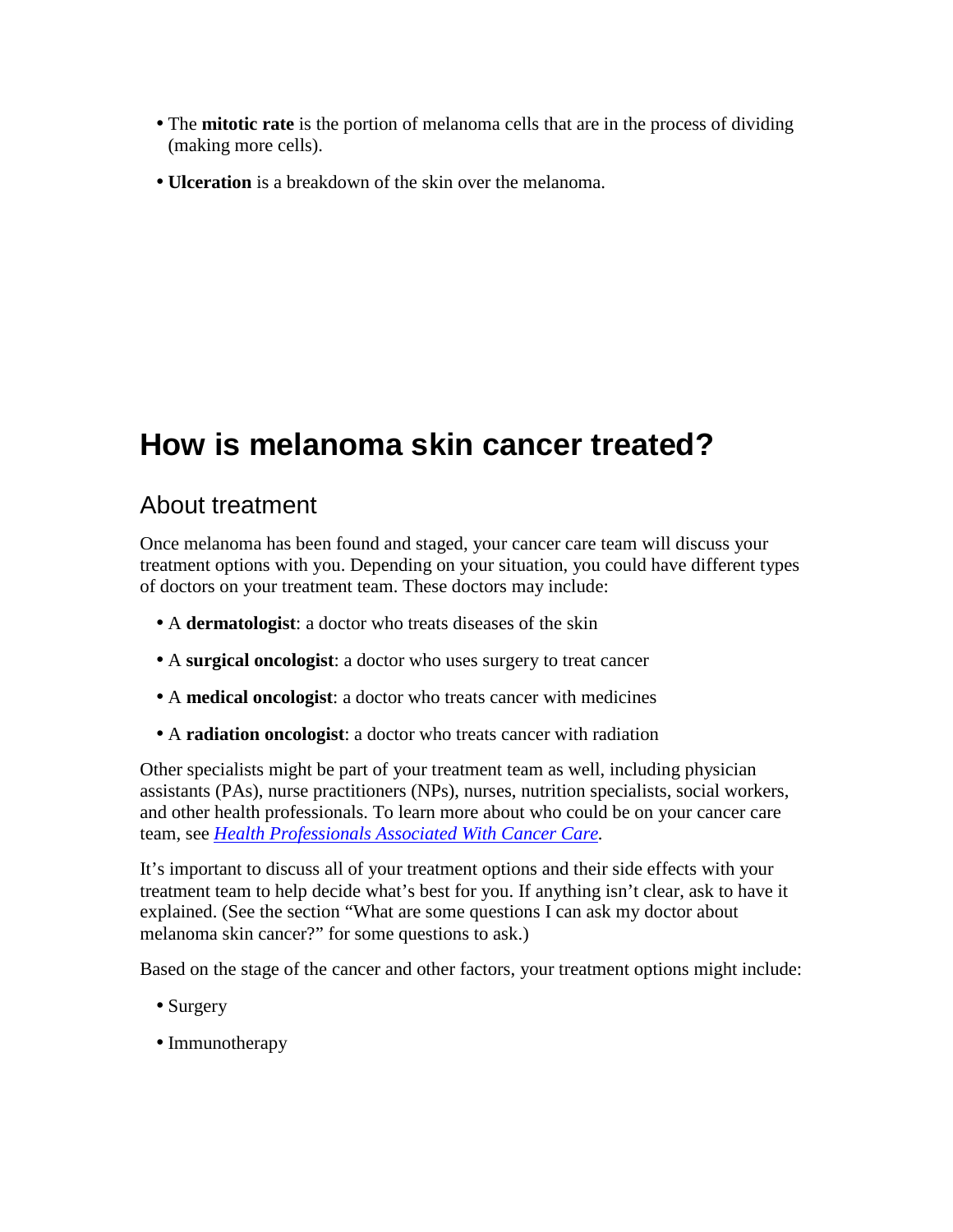- The **mitotic rate** is the portion of melanoma cells that are in the process of dividing (making more cells).
- **Ulceration** is a breakdown of the skin over the melanoma.

# How is melanoma skin cancer treated?

## About treatment

Once melanoma has been found and staged, your cancer care team will discuss your treatment options with you. Depending on your situation, you could have different types of doctors on your treatment team. These doctors may include:

- A **dermatologist**: a doctor who treats diseases of the skin
- A **surgical oncologist**: a doctor who uses surgery to treat cancer
- A **medical oncologist**: a doctor who treats cancer with medicines
- A **radiation oncologist**: a doctor who treats cancer with radiation

Other specialists might be part of your treatment team as well, including physician assistants (PAs), nurse practitioners (NPs), nurses, nutrition specialists, social workers, and other health professionals. To learn more about who could be on your cancer care team, see *Health Professionals Associated With Cancer Care*.

It's important to discuss all of your treatment options and their side effects with your treatment team to help decide what's best for you. If anything isn't clear, ask to have it explained. (See the section "What are some questions I can ask my doctor about melanoma skin cancer?" for some questions to ask.)

Based on the stage of the cancer and other factors, your treatment options might include:

- Surgery
- Immunotherapy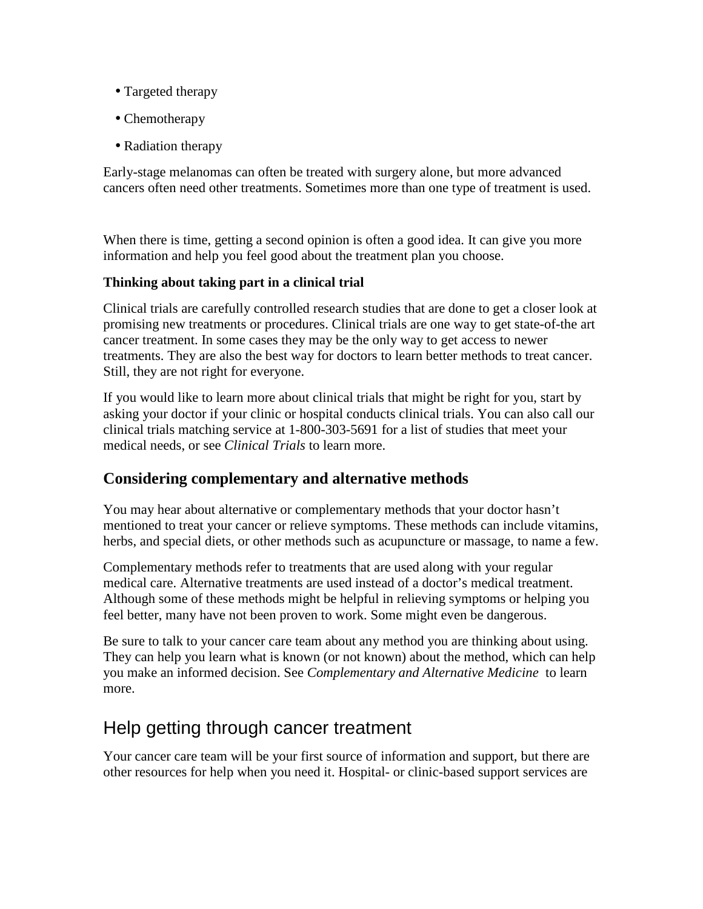- Targeted therapy
- Chemotherapy
- Radiation therapy

Early-stage melanomas can often be treated with surgery alone, but more advanced cancers often need other treatments. Sometimes more than one type of treatment is used.

When there is time, getting a second opinion is often a good idea. It can give you more information and help you feel good about the treatment plan you choose.

**Thinking about taking part in a clinical trial**

Clinical trials are carefully controlled research studies that are done to get a closer look at promising new treatments or procedures. Clinical trials are one way to get state-of-the art cancer treatment. In some cases they may be the only way to get access to newer treatments. They are also the best way for doctors to learn better methods to treat cancer. Still, they are not right for everyone.

If you would like to learn more about clinical trials that might be right for you, start by asking your doctor if your clinic or hospital conducts clinical trials. You can also call our clinical trials matching service at 1-800-303-5691 for a list of studies that meet your medical needs, or see *Clinical Trials* to learn more.

## Considering complementary and alternative methods

You may hear about alternative or complementary methods that your doctor hasn't mentioned to treat your cancer or relieve symptoms. These methods can include vitamins, herbs, and special diets, or other methods such as acupuncture or massage, to name a few.

Complementary methods refer to treatments that are used along with your regular medical care. Alternative treatments are used instead of a doctor's medical treatment. Although some of these methods might be helpful in relieving symptoms or helping you feel better, many have not been proven to work. Some might even be dangerous.

Be sure to talk to your cancer care team about any method you are thinking about using. They can help you learn what is known (or not known) about the method, which can help you make an informed decision. See *Complementary and Alternative Medicine* to learn more.

# Help getting through cancer treatment

Your cancer care team will be your first source of information and support, but there are other resources for help when you need it. Hospital- or clinic-based support services are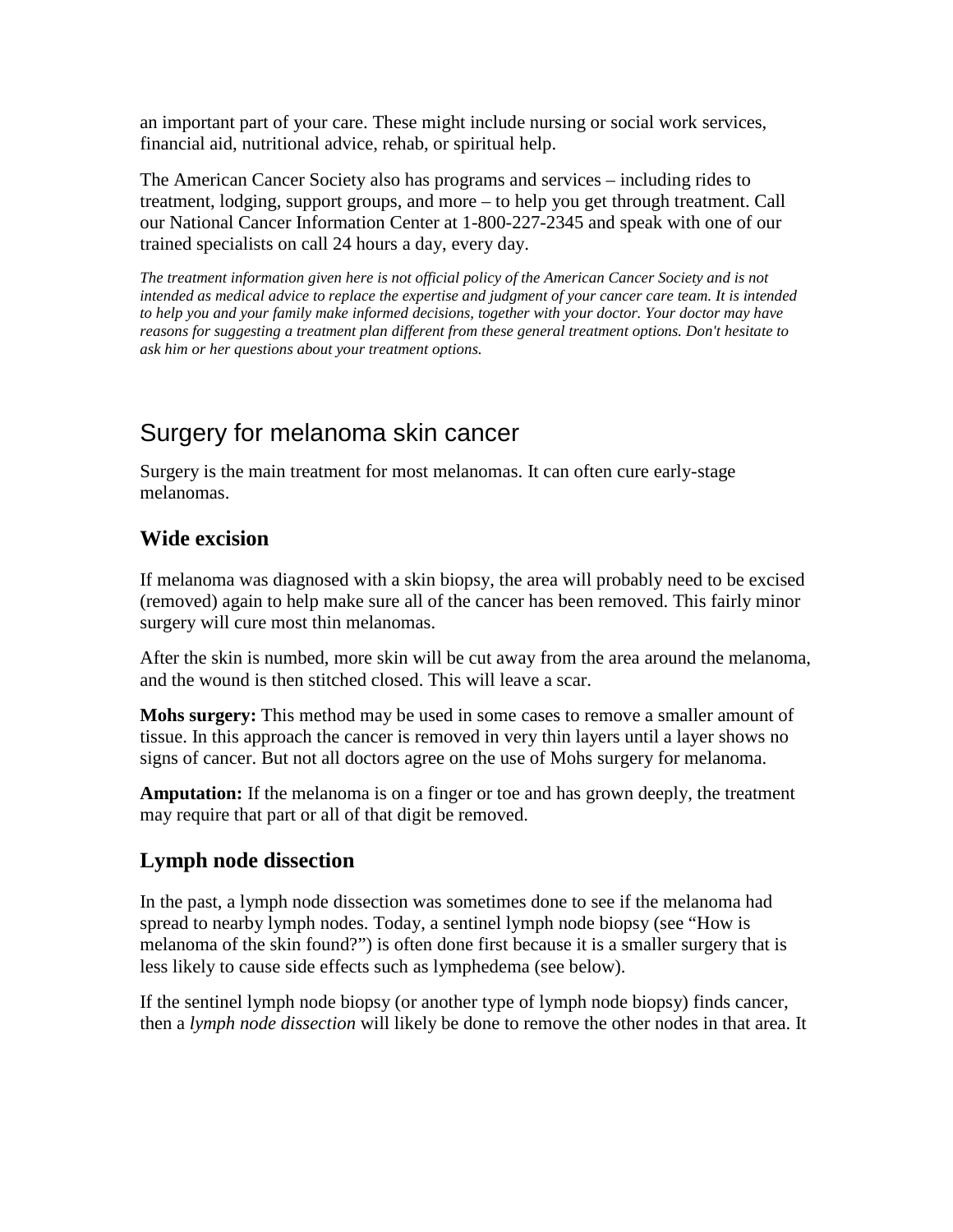an important part of your care. These might include nursing or social work services, financial aid, nutritional advice, rehab, or spiritual help.

The American Cancer Society also has programs and services – including rides to treatment, lodging, support groups, and more – to help you get through treatment. Call our National Cancer Information Center at 1-800-227-2345 and speak with one of our trained specialists on call 24 hours a day, every day.

*The treatment information given here is not official policy of the American Cancer Society and is not intended as medical advice to replace the expertise and judgment of your cancer care team. It is intended to help you and your family make informed decisions, together with your doctor. Your doctor may have reasons for suggesting a treatment plan different from these general treatment options. Don't hesitate to ask him or her questions about your treatment options.*

# Surgery for melanoma skin cancer

Surgery is the main treatment for most melanomas. It can often cure early-stage melanomas.

## Wide excision

If melanoma was diagnosed with a skin biopsy, the area will probably need to be excised (removed) again to help make sure all of the cancer has been removed. This fairly minor surgery will cure most thin melanomas.

After the skin is numbed, more skin will be cut away from the area around the melanoma, and the wound is then stitched closed. This will leave a scar.

**Mohs surgery:** This method may be used in some cases to remove a smaller amount of tissue. In this approach the cancer is removed in very thin layers until a layer shows no signs of cancer. But not all doctors agree on the use of Mohs surgery for melanoma.

**Amputation:** If the melanoma is on a finger or toe and has grown deeply, the treatment may require that part or all of that digit be removed.

## Lymph node dissection

In the past, a lymph node dissection was sometimes done to see if the melanoma had spread to nearby lymph nodes. Today, a sentinel lymph node biopsy (see "How is melanoma of the skin found?") is often done first because it is a smaller surgery that is less likely to cause side effects such as lymphedema (see below).

If the sentinel lymph node biopsy (or another type of lymph node biopsy) finds cancer, then a *lymph node dissection* will likely be done to remove the other nodes in that area. It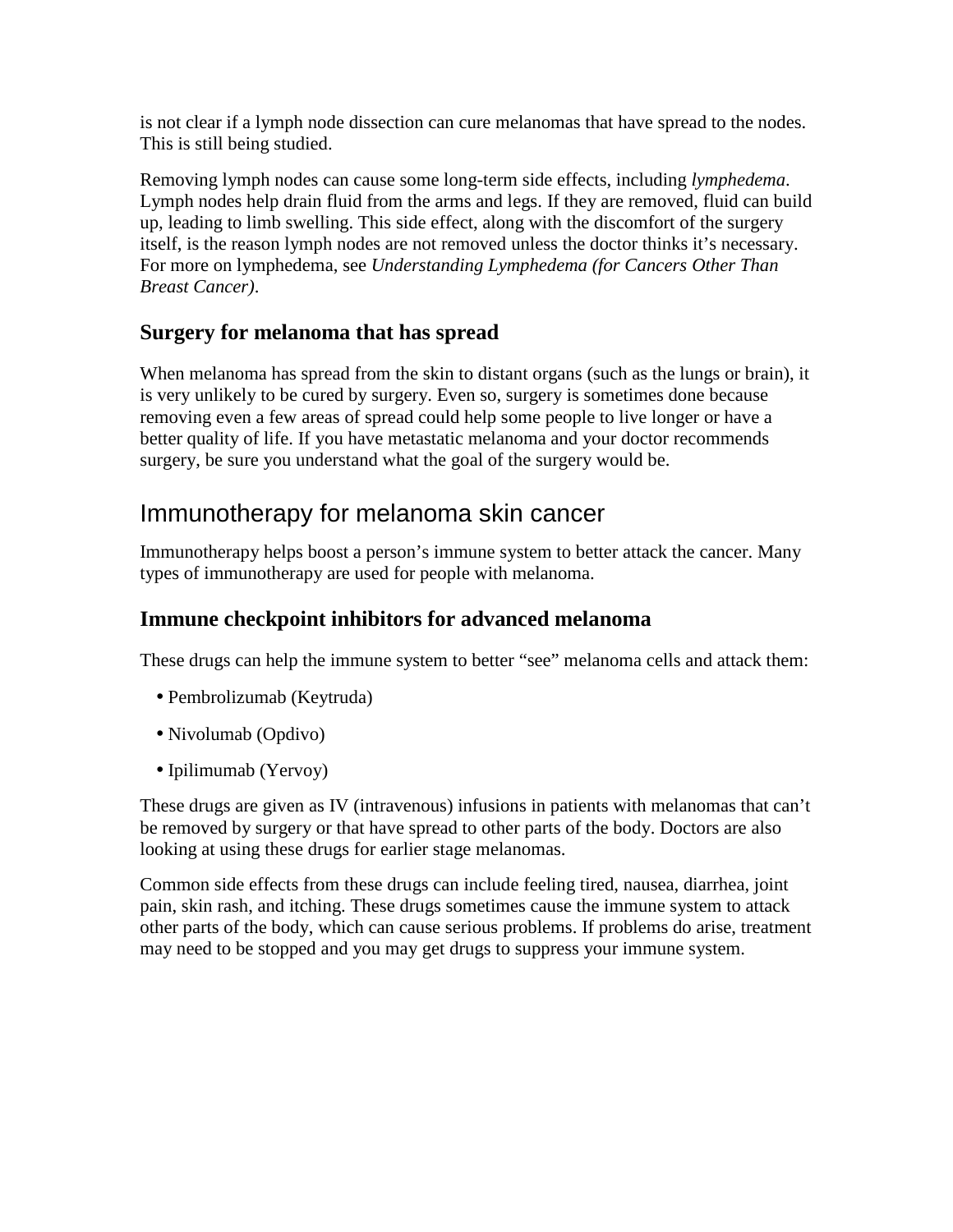is not clear if a lymph node dissection can cure melanomas that have spread to the nodes. This is still being studied.

Removing lymph nodes can cause some long-term side effects, including *lymphedema*. Lymph nodes help drain fluid from the arms and legs. If they are removed, fluid can build up, leading to limb swelling. This side effect, along with the discomfort of the surgery itself, is the reason lymph nodes are not removed unless the doctor thinks it's necessary. For more on lymphedema, see *Understanding Lymphedema (for Cancers Other Than Breast Cancer)*.

### Surgery for melanoma that has spread

When melanoma has spread from the skin to distant organs (such as the lungs or brain), it is very unlikely to be cured by surgery. Even so, surgery is sometimes done because removing even a few areas of spread could help some people to live longer or have a better quality of life. If you have metastatic melanoma and your doctor recommends surgery, be sure you understand what the goal of the surgery would be.

## Immunotherapy for melanoma skin cancer

Immunotherapy helps boost a person's immune system to better attack the cancer. Many types of immunotherapy are used for people with melanoma.

### Immune checkpoint inhibitors for advanced melanoma

These drugs can help the immune system to better "see" melanoma cells and attack them:

- Pembrolizumab (Keytruda)
- Nivolumab (Opdivo)
- Ipilimumab (Yervoy)

These drugs are given as IV (intravenous) infusions in patients with melanomas that can't be removed by surgery or that have spread to other parts of the body. Doctors are also looking at using these drugs for earlier stage melanomas.

Common side effects from these drugs can include feeling tired, nausea, diarrhea, joint pain, skin rash, and itching. These drugs sometimes cause the immune system to attack other parts of the body, which can cause serious problems. If problems do arise, treatment may need to be stopped and you may get drugs to suppress your immune system.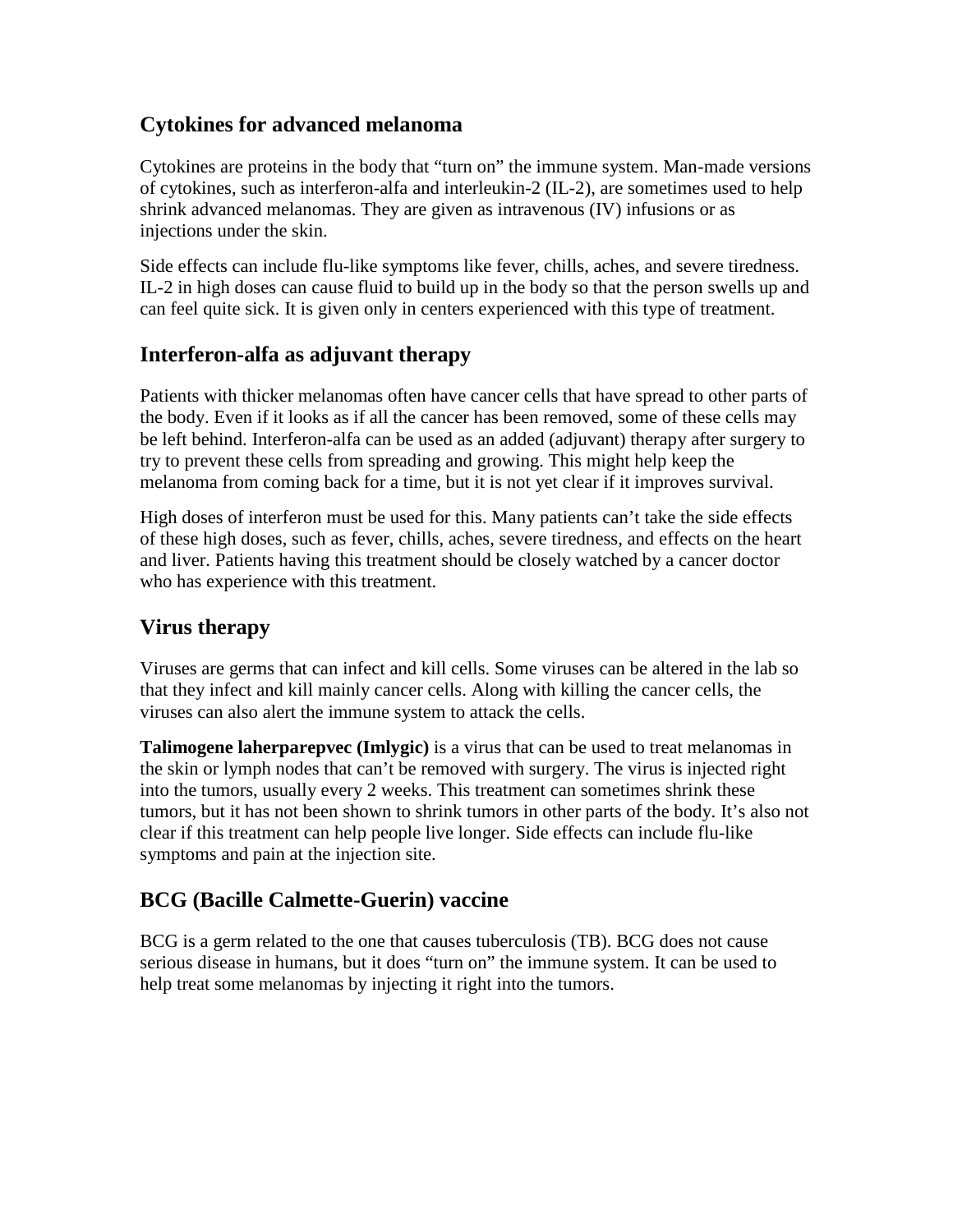## Cytokines for advanced melanoma

Cytokines are proteins in the body that "turn on" the immune system. Man-made versions of cytokines, such as interferon-alfa and interleukin-2 (IL-2), are sometimes used to help shrink advanced melanomas. They are given as intravenous (IV) infusions or as injections under the skin.

Side effects can include flu-like symptoms like fever, chills, aches, and severe tiredness. IL-2 in high doses can cause fluid to build up in the body so that the person swells up and can feel quite sick. It is given only in centers experienced with this type of treatment.

## Interferon-alfa as adjuvant therapy

Patients with thicker melanomas often have cancer cells that have spread to other parts of the body. Even if it looks as if all the cancer has been removed, some of these cells may be left behind. Interferon-alfa can be used as an added (adjuvant) therapy after surgery to try to prevent these cells from spreading and growing. This might help keep the melanoma from coming back for a time, but it is not yet clear if it improves survival.

High doses of interferon must be used for this. Many patients can't take the side effects of these high doses, such as fever, chills, aches, severe tiredness, and effects on the heart and liver. Patients having this treatment should be closely watched by a cancer doctor who has experience with this treatment.

## Virus therapy

Viruses are germs that can infect and kill cells. Some viruses can be altered in the lab so that they infect and kill mainly cancer cells. Along with killing the cancer cells, the viruses can also alert the immune system to attack the cells.

**Talimogene laherparepvec (Imlygic)** is a virus that can be used to treat melanomas in the skin or lymph nodes that can't be removed with surgery. The virus is injected right into the tumors, usually every 2 weeks. This treatment can sometimes shrink these tumors, but it has not been shown to shrink tumors in other parts of the body. It's also not clear if this treatment can help people live longer. Side effects can include flu-like symptoms and pain at the injection site.

## BCG (Bacille Calmette-Guerin) vaccine

BCG is a germ related to the one that causes tuberculosis (TB). BCG does not cause serious disease in humans, but it does "turn on" the immune system. It can be used to help treat some melanomas by injecting it right into the tumors.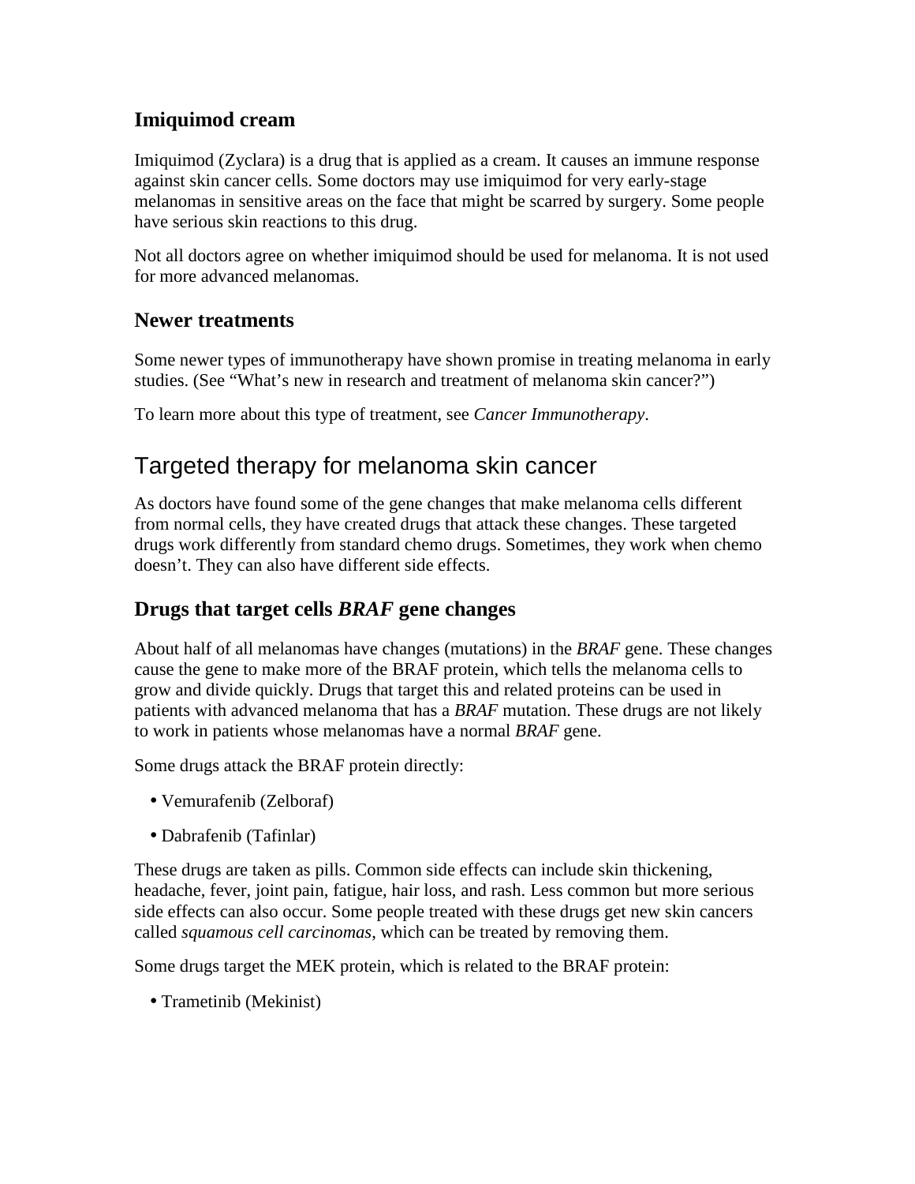### Imiquimod cream

Imiquimod (Zyclara) is a drug that is applied as a cream. It causes an immune response against skin cancer cells. Some doctors may use imiquimod for very early-stage melanomas in sensitive areas on the face that might be scarred by surgery. Some people have serious skin reactions to this drug.

Not all doctors agree on whether imiquimod should be used for melanoma. It is not used for more advanced melanomas.

### Newer treatments

Some newer types of immunotherapy have shown promise in treating melanoma in early studies. (See "What's new in research and treatment of melanoma skin cancer?")

To learn more about this type of treatment, see *Cancer Immunotherapy*.

## Targeted therapy for melanoma skin cancer

As doctors have found some of the gene changes that make melanoma cells different from normal cells, they have created drugs that attack these changes. These targeted drugs work differently from standard chemo drugs. Sometimes, they work when chemo doesn't. They can also have different side effects.

### Drugs that target cells *BRAF* gene changes

About half of all melanomas have changes (mutations) in the *BRAF* gene. These changes cause the gene to make more of the BRAF protein, which tells the melanoma cells to grow and divide quickly. Drugs that target this and related proteins can be used in patients with advanced melanoma that has a *BRAF* mutation. These drugs are not likely to work in patients whose melanomas have a normal *BRAF* gene.

Some drugs attack the BRAF protein directly:

- Vemurafenib (Zelboraf)
- Dabrafenib (Tafinlar)

These drugs are taken as pills. Common side effects can include skin thickening, headache, fever, joint pain, fatigue, hair loss, and rash. Less common but more serious side effects can also occur. Some people treated with these drugs get new skin cancers called *squamous cell carcinomas*, which can be treated by removing them.

Some drugs target the MEK protein, which is related to the BRAF protein:

- Trametinib (Mekinist)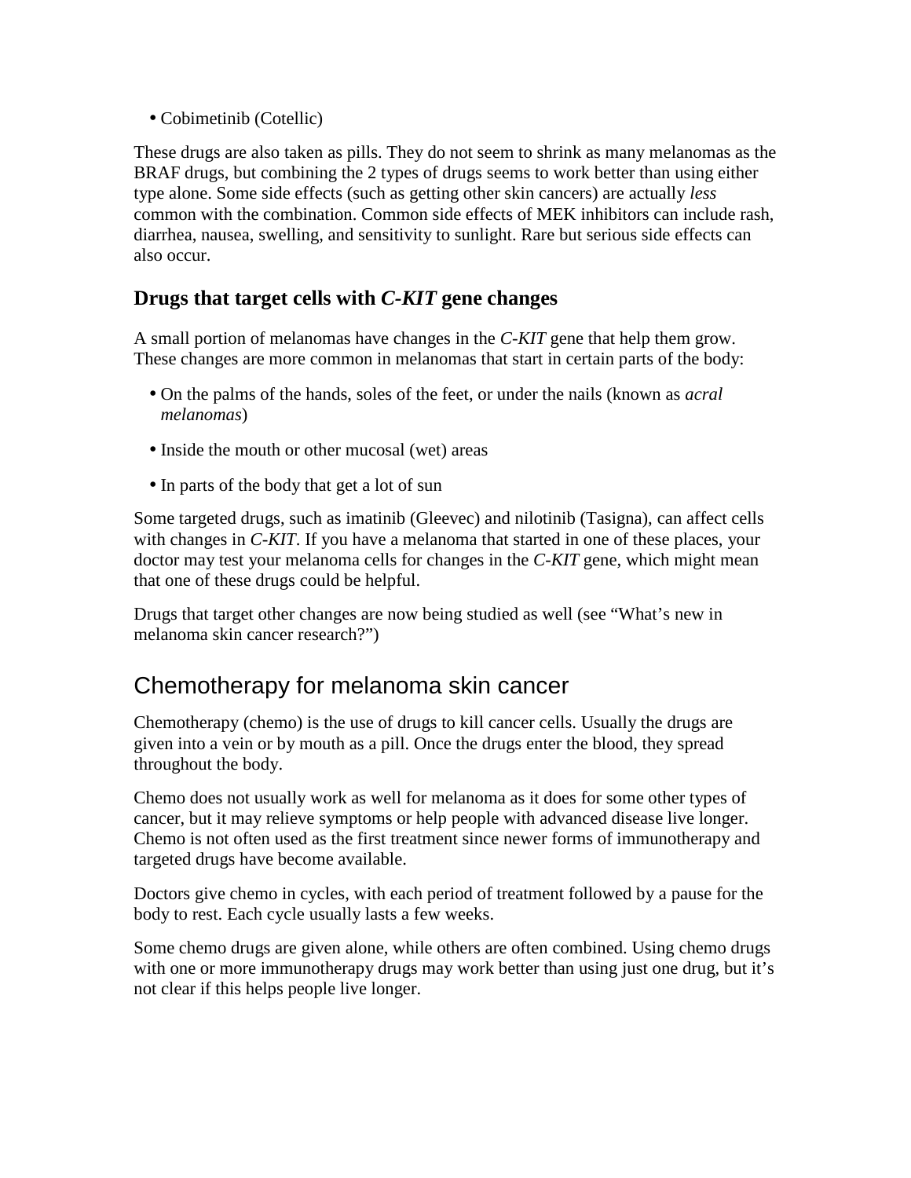- Cobimetinib (Cotellic)

These drugs are also taken as pills. They do not seem to shrink as many melanomas as the BRAF drugs, but combining the 2 types of drugs seems to work better than using either type alone. Some side effects (such as getting other skin cancers) are actually *less* common with the combination. Common side effects of MEK inhibitors can include rash, diarrhea, nausea, swelling, and sensitivity to sunlight. Rare but serious side effects can also occur.

### Drugs that target cells with *C-KIT* gene changes

A small portion of melanomas have changes in the *C-KIT* gene that help them grow. These changes are more common in melanomas that start in certain parts of the body:

- On the palms of the hands, soles of the feet, or under the nails (known as *acral melanomas*)
- Inside the mouth or other mucosal (wet) areas
- In parts of the body that get a lot of sun

Some targeted drugs, such as imatinib (Gleevec) and nilotinib (Tasigna), can affect cells with changes in *C-KIT*. If you have a melanoma that started in one of these places, your doctor may test your melanoma cells for changes in the *C-KIT* gene, which might mean that one of these drugs could be helpful.

Drugs that target other changes are now being studied as well (see “What’s new in melanoma skin cancer research?”)

## Chemotherapy for melanoma skin cancer

Chemotherapy (chemo) is the use of drugs to kill cancer cells. Usually the drugs are given into a vein or by mouth as a pill. Once the drugs enter the blood, they spread throughout the body.

Chemo does not usually work as well for melanoma as it does for some other types of cancer, but it may relieve symptoms or help people with advanced disease live longer. Chemo is not often used as the first treatment since newer forms of immunotherapy and targeted drugs have become available.

Doctors give chemo in cycles, with each period of treatment followed by a pause for the body to rest. Each cycle usually lasts a few weeks.

Some chemo drugs are given alone, while others are often combined. Using chemo drugs with one or more immunotherapy drugs may work better than using just one drug, but it’s not clear if this helps people live longer.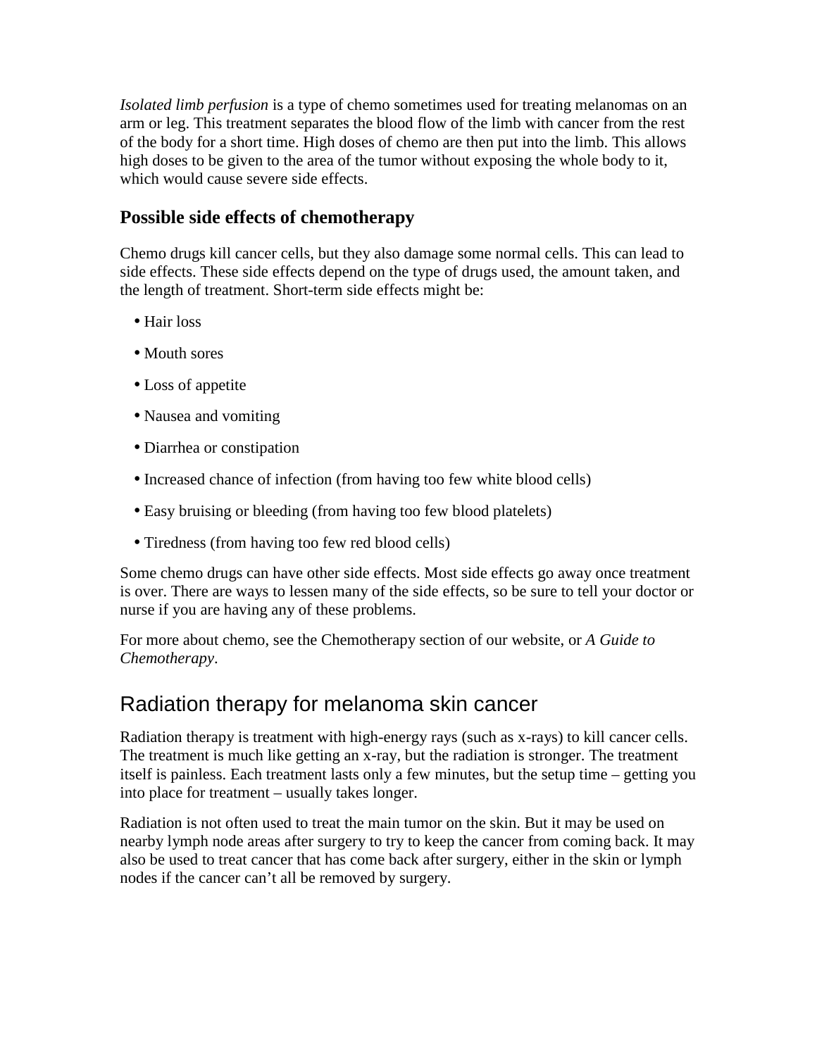*Isolated limb perfusion* is a type of chemo sometimes used for treating melanomas on an arm or leg. This treatment separates the blood flow of the limb with cancer from the rest of the body for a short time. High doses of chemo are then put into the limb. This allows high doses to be given to the area of the tumor without exposing the whole body to it, which would cause severe side effects.

### Possible side effects of chemotherapy

Chemo drugs kill cancer cells, but they also damage some normal cells. This can lead to side effects. These side effects depend on the type of drugs used, the amount taken, and the length of treatment. Short-term side effects might be:

- Hair loss
- Mouth sores
- Loss of appetite
- Nausea and vomiting
- Diarrhea or constipation
- Increased chance of infection (from having too few white blood cells)
- Easy bruising or bleeding (from having too few blood platelets)
- Tiredness (from having too few red blood cells)

Some chemo drugs can have other side effects. Most side effects go away once treatment is over. There are ways to lessen many of the side effects, so be sure to tell your doctor or nurse if you are having any of these problems.

For more about chemo, see the Chemotherapy section of our website, or *A Guide to Chemotherapy*.

## Radiation therapy for melanoma skin cancer

Radiation therapy is treatment with high-energy rays (such as x-rays) to kill cancer cells. The treatment is much like getting an x-ray, but the radiation is stronger. The treatment itself is painless. Each treatment lasts only a few minutes, but the setup time – getting you into place for treatment – usually takes longer.

Radiation is not often used to treat the main tumor on the skin. But it may be used on nearby lymph node areas after surgery to try to keep the cancer from coming back. It may also be used to treat cancer that has come back after surgery, either in the skin or lymph nodes if the cancer can't all be removed by surgery.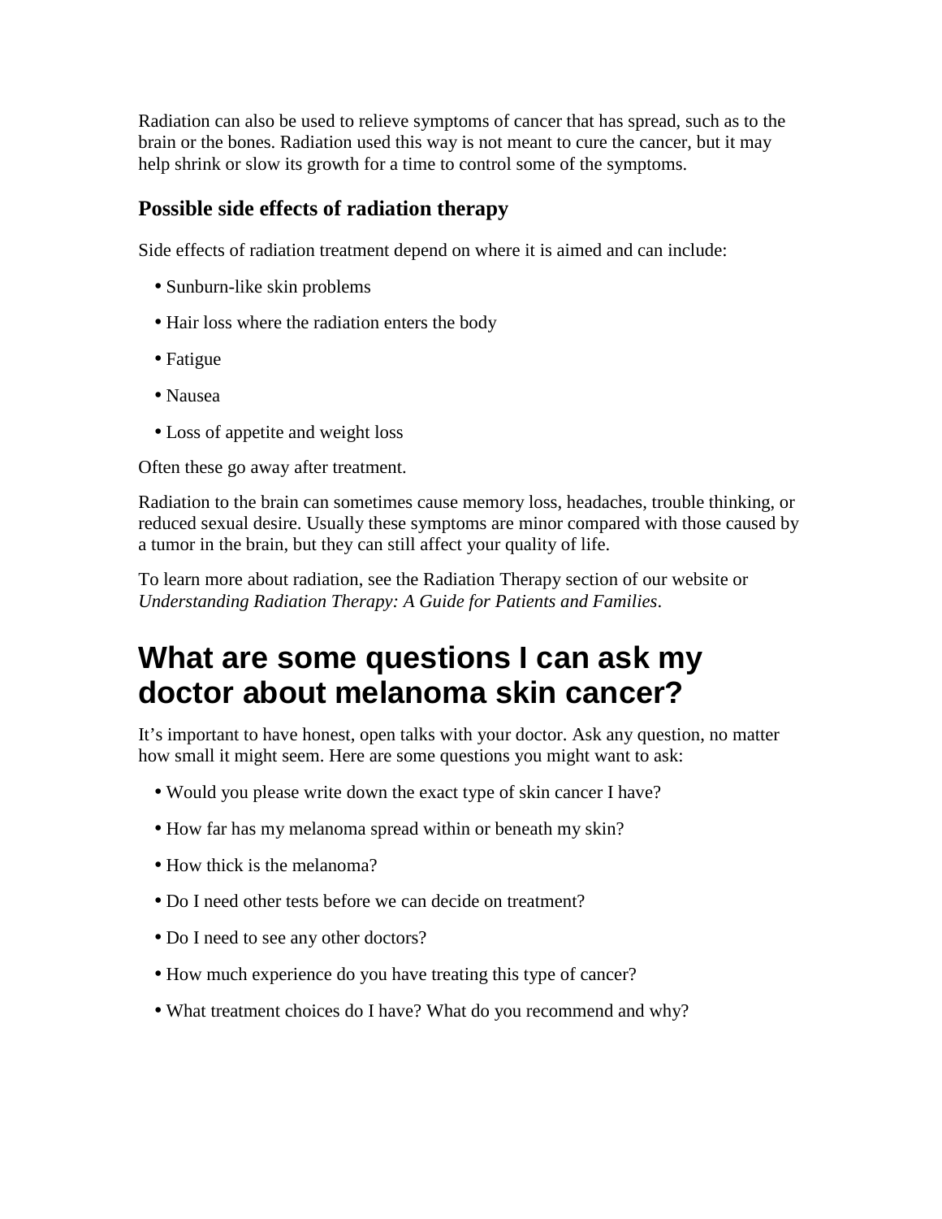Radiation can also be used to relieve symptoms of cancer that has spread, such as to the brain or the bones. Radiation used this way is not meant to cure the cancer, but it may help shrink or slow its growth for a time to control some of the symptoms.

### Possible side effects of radiation therapy

Side effects of radiation treatment depend on where it is aimed and can include:

- Sunburn-like skin problems
- Hair loss where the radiation enters the body
- Fatigue
- Nausea
- Loss of appetite and weight loss

Often these go away after treatment.

Radiation to the brain can sometimes cause memory loss, headaches, trouble thinking, or reduced sexual desire. Usually these symptoms are minor compared with those caused by a tumor in the brain, but they can still affect your quality of life.

To learn more about radiation, see the Radiation Therapy section of our website or *Understanding Radiation Therapy: A Guide for Patients and Families*.

# What are some questions I can ask my doctor about melanoma skin cancer?

It's important to have honest, open talks with your doctor. Ask any question, no matter how small it might seem. Here are some questions you might want to ask:

- Would you please write down the exact type of skin cancer I have?
- How far has my melanoma spread within or beneath my skin?
- How thick is the melanoma?
- Do I need other tests before we can decide on treatment?
- Do I need to see any other doctors?
- How much experience do you have treating this type of cancer?
- What treatment choices do I have? What do you recommend and why?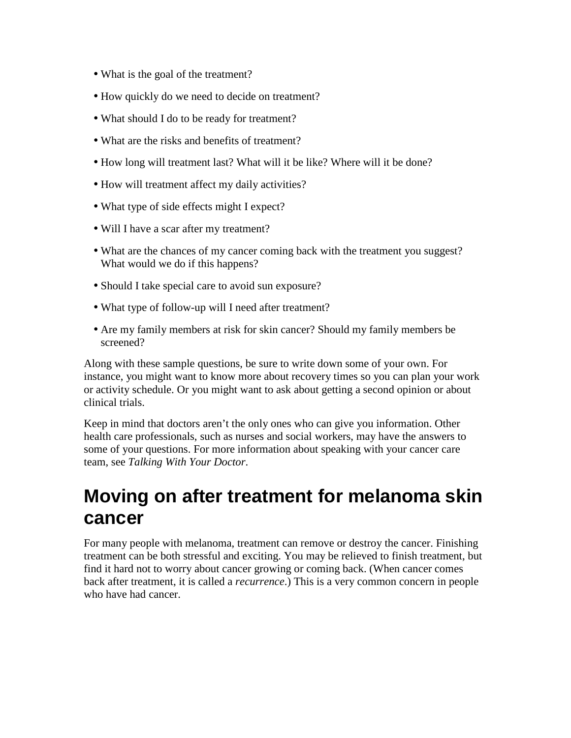- What is the goal of the treatment?
- How quickly do we need to decide on treatment?
- What should I do to be ready for treatment?
- What are the risks and benefits of treatment?
- How long will treatment last? What will it be like? Where will it be done?
- How will treatment affect my daily activities?
- What type of side effects might I expect?
- Will I have a scar after my treatment?
- What are the chances of my cancer coming back with the treatment you suggest? What would we do if this happens?
- Should I take special care to avoid sun exposure?
- What type of follow-up will I need after treatment?
- Are my family members at risk for skin cancer? Should my family members be screened?

Along with these sample questions, be sure to write down some of your own. For instance, you might want to know more about recovery times so you can plan your work or activity schedule. Or you might want to ask about getting a second opinion or about clinical trials.

Keep in mind that doctors aren't the only ones who can give you information. Other health care professionals, such as nurses and social workers, may have the answers to some of your questions. For more information about speaking with your cancer care team, see *Talking With Your Doctor*.

# Moving on after treatment for melanoma skin cancer

For many people with melanoma, treatment can remove or destroy the cancer. Finishing treatment can be both stressful and exciting. You may be relieved to finish treatment, but find it hard not to worry about cancer growing or coming back. (When cancer comes back after treatment, it is called a *recurrence*.) This is a very common concern in people who have had cancer.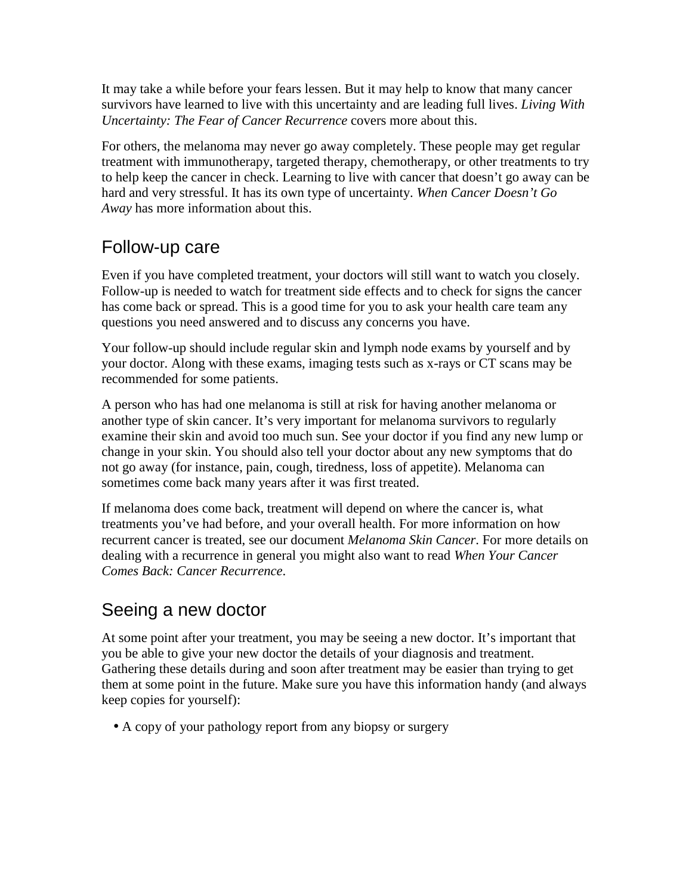It may take a while before your fears lessen. But it may help to know that many cancer survivors have learned to live with this uncertainty and are leading full lives. *Living With Uncertainty: The Fear of Cancer Recurrence* covers more about this.

For others, the melanoma may never go away completely. These people may get regular treatment with immunotherapy, targeted therapy, chemotherapy, or other treatments to try to help keep the cancer in check. Learning to live with cancer that doesn't go away can be hard and very stressful. It has its own type of uncertainty. *When Cancer Doesn't Go Away* has more information about this.

## Follow-up care

Even if you have completed treatment, your doctors will still want to watch you closely. Follow-up is needed to watch for treatment side effects and to check for signs the cancer has come back or spread. This is a good time for you to ask your health care team any questions you need answered and to discuss any concerns you have.

Your follow-up should include regular skin and lymph node exams by yourself and by your doctor. Along with these exams, imaging tests such as x-rays or CT scans may be recommended for some patients.

A person who has had one melanoma is still at risk for having another melanoma or another type of skin cancer. It's very important for melanoma survivors to regularly examine their skin and avoid too much sun. See your doctor if you find any new lump or change in your skin. You should also tell your doctor about any new symptoms that do not go away (for instance, pain, cough, tiredness, loss of appetite). Melanoma can sometimes come back many years after it was first treated.

If melanoma does come back, treatment will depend on where the cancer is, what treatments you've had before, and your overall health. For more information on how recurrent cancer is treated, see our document *Melanoma Skin Cancer*. For more details on dealing with a recurrence in general you might also want to read *When Your Cancer Comes Back: Cancer Recurrence*.

## Seeing a new doctor

At some point after your treatment, you may be seeing a new doctor. It's important that you be able to give your new doctor the details of your diagnosis and treatment. Gathering these details during and soon after treatment may be easier than trying to get them at some point in the future. Make sure you have this information handy (and always keep copies for yourself):

- A copy of your pathology report from any biopsy or surgery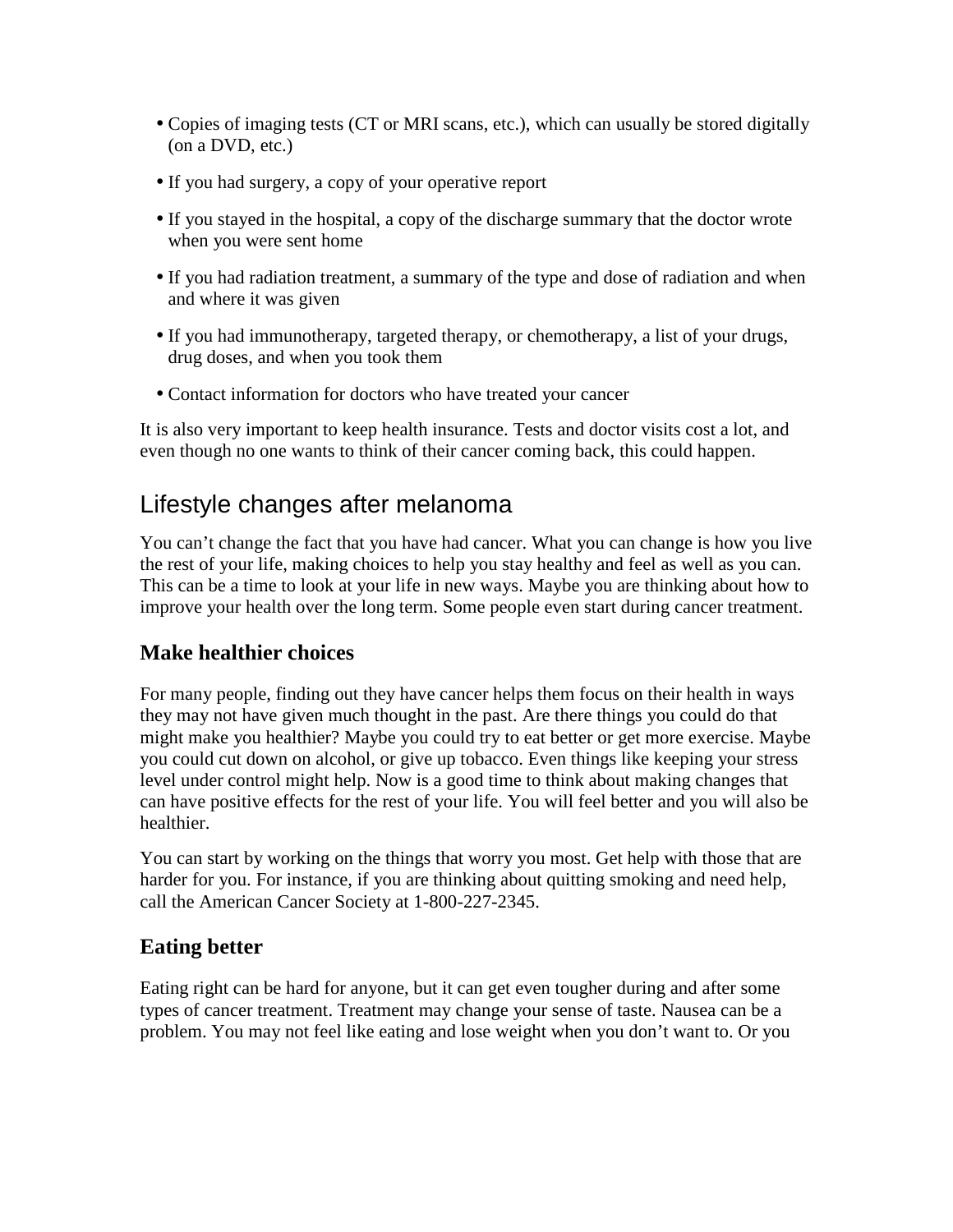- Copies of imaging tests (CT or MRI scans, etc.), which can usually be stored digitally (on a DVD, etc.)
- If you had surgery, a copy of your operative report
- If you stayed in the hospital, a copy of the discharge summary that the doctor wrote when you were sent home
- If you had radiation treatment, a summary of the type and dose of radiation and when and where it was given
- If you had immunotherapy, targeted therapy, or chemotherapy, a list of your drugs, drug doses, and when you took them
- Contact information for doctors who have treated your cancer

It is also very important to keep health insurance. Tests and doctor visits cost a lot, and even though no one wants to think of their cancer coming back, this could happen.

## Lifestyle changes after melanoma

You can't change the fact that you have had cancer. What you can change is how you live the rest of your life, making choices to help you stay healthy and feel as well as you can. This can be a time to look at your life in new ways. Maybe you are thinking about how to improve your health over the long term. Some people even start during cancer treatment.

### Make healthier choices

For many people, finding out they have cancer helps them focus on their health in ways they may not have given much thought in the past. Are there things you could do that might make you healthier? Maybe you could try to eat better or get more exercise. Maybe you could cut down on alcohol, or give up tobacco. Even things like keeping your stress level under control might help. Now is a good time to think about making changes that can have positive effects for the rest of your life. You will feel better and you will also be healthier.

You can start by working on the things that worry you most. Get help with those that are harder for you. For instance, if you are thinking about quitting smoking and need help, call the American Cancer Society at 1-800-227-2345.

### Eating better

Eating right can be hard for anyone, but it can get even tougher during and after some types of cancer treatment. Treatment may change your sense of taste. Nausea can be a problem. You may not feel like eating and lose weight when you don't want to. Or you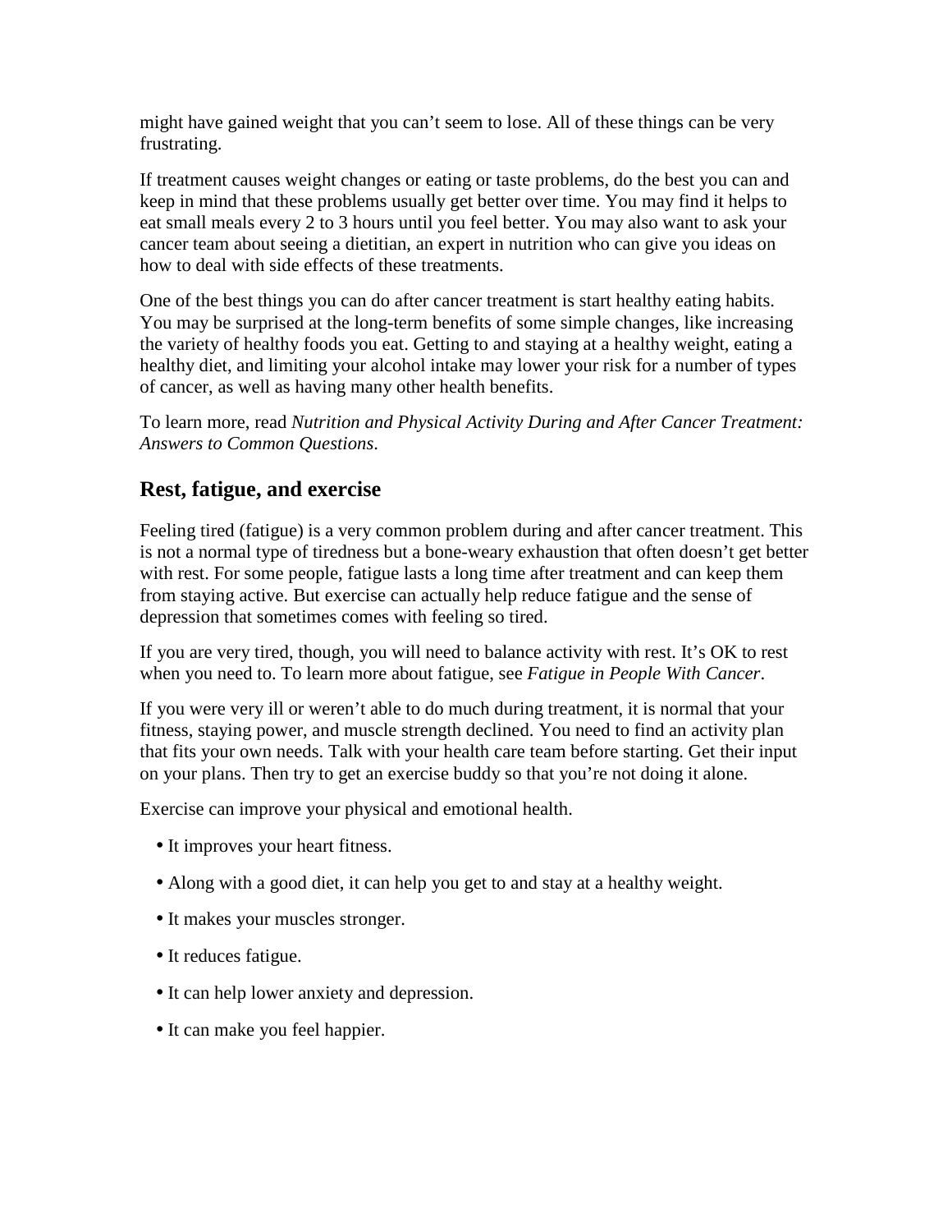might have gained weight that you can’t seem to lose. All of these things can be very frustrating.

If treatment causes weight changes or eating or taste problems, do the best you can and keep in mind that these problems usually get better over time. You may find it helps to eat small meals every 2 to 3 hours until you feel better. You may also want to ask your cancer team about seeing a dietitian, an expert in nutrition who can give you ideas on how to deal with side effects of these treatments.

One of the best things you can do after cancer treatment is start healthy eating habits. You may be surprised at the long-term benefits of some simple changes, like increasing the variety of healthy foods you eat. Getting to and staying at a healthy weight, eating a healthy diet, and limiting your alcohol intake may lower your risk for a number of types of cancer, as well as having many other health benefits.

To learn more, read *Nutrition and Physical Activity During and After Cancer Treatment: Answers to Common Questions*.

## Rest, fatigue, and exercise

Feeling tired (fatigue) is a very common problem during and after cancer treatment. This is not a normal type of tiredness but a bone-weary exhaustion that often doesn’t get better with rest. For some people, fatigue lasts a long time after treatment and can keep them from staying active. But exercise can actually help reduce fatigue and the sense of depression that sometimes comes with feeling so tired.

If you are very tired, though, you will need to balance activity with rest. It’s OK to rest when you need to. To learn more about fatigue, see *Fatigue in People With Cancer*.

If you were very ill or weren’t able to do much during treatment, it is normal that your fitness, staying power, and muscle strength declined. You need to find an activity plan that fits your own needs. Talk with your health care team before starting. Get their input on your plans. Then try to get an exercise buddy so that you’re not doing it alone.

Exercise can improve your physical and emotional health.

- It improves your heart fitness.
- Along with a good diet, it can help you get to and stay at a healthy weight.
- It makes your muscles stronger.
- It reduces fatigue.
- It can help lower anxiety and depression.
- It can make you feel happier.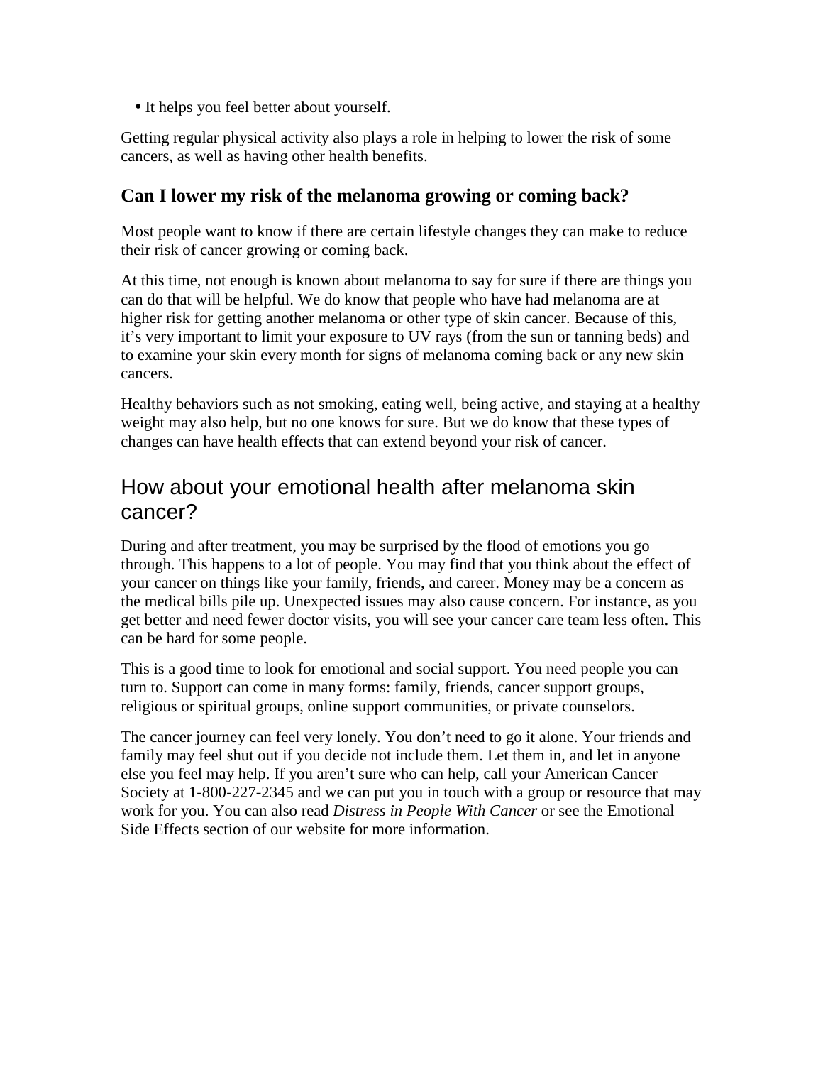- It helps you feel better about yourself.

Getting regular physical activity also plays a role in helping to lower the risk of some cancers, as well as having other health benefits.

### Can I lower my risk of the melanoma growing or coming back?

Most people want to know if there are certain lifestyle changes they can make to reduce their risk of cancer growing or coming back.

At this time, not enough is known about melanoma to say for sure if there are things you can do that will be helpful. We do know that people who have had melanoma are at higher risk for getting another melanoma or other type of skin cancer. Because of this, it's very important to limit your exposure to UV rays (from the sun or tanning beds) and to examine your skin every month for signs of melanoma coming back or any new skin cancers.

Healthy behaviors such as not smoking, eating well, being active, and staying at a healthy weight may also help, but no one knows for sure. But we do know that these types of changes can have health effects that can extend beyond your risk of cancer.

## How about your emotional health after melanoma skin cancer?

During and after treatment, you may be surprised by the flood of emotions you go through. This happens to a lot of people. You may find that you think about the effect of your cancer on things like your family, friends, and career. Money may be a concern as the medical bills pile up. Unexpected issues may also cause concern. For instance, as you get better and need fewer doctor visits, you will see your cancer care team less often. This can be hard for some people.

This is a good time to look for emotional and social support. You need people you can turn to. Support can come in many forms: family, friends, cancer support groups, religious or spiritual groups, online support communities, or private counselors.

The cancer journey can feel very lonely. You don't need to go it alone. Your friends and family may feel shut out if you decide not include them. Let them in, and let in anyone else you feel may help. If you aren't sure who can help, call your American Cancer Society at 1-800-227-2345 and we can put you in touch with a group or resource that may work for you. You can also read *Distress in People With Cancer* or see the Emotional Side Effects section of our website for more information.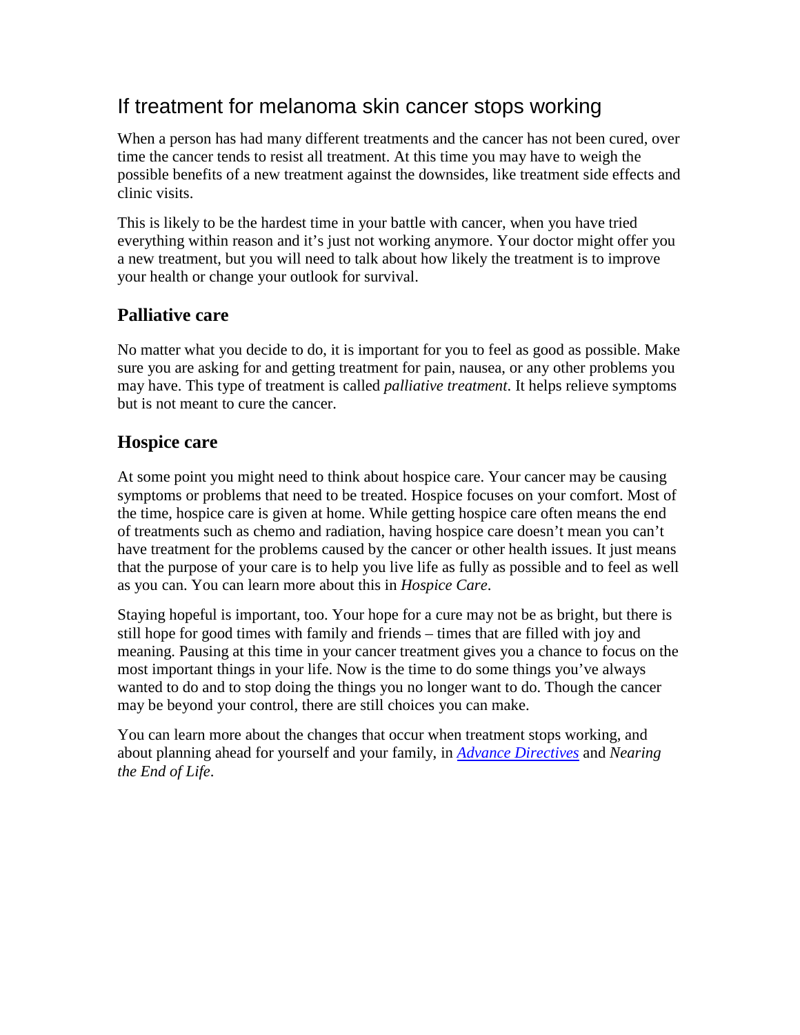## If treatment for melanoma skin cancer stops working

When a person has had many different treatments and the cancer has not been cured, over time the cancer tends to resist all treatment. At this time you may have to weigh the possible benefits of a new treatment against the downsides, like treatment side effects and clinic visits.

This is likely to be the hardest time in your battle with cancer, when you have tried everything within reason and it's just not working anymore. Your doctor might offer you a new treatment, but you will need to talk about how likely the treatment is to improve your health or change your outlook for survival.

### Palliative care

No matter what you decide to do, it is important for you to feel as good as possible. Make sure you are asking for and getting treatment for pain, nausea, or any other problems you may have. This type of treatment is called *palliative treatment*. It helps relieve symptoms but is not meant to cure the cancer.

### Hospice care

At some point you might need to think about hospice care. Your cancer may be causing symptoms or problems that need to be treated. Hospice focuses on your comfort. Most of the time, hospice care is given at home. While getting hospice care often means the end of treatments such as chemo and radiation, having hospice care doesn't mean you can't have treatment for the problems caused by the cancer or other health issues. It just means that the purpose of your care is to help you live life as fully as possible and to feel as well as you can. You can learn more about this in *Hospice Care*.

Staying hopeful is important, too. Your hope for a cure may not be as bright, but there is still hope for good times with family and friends – times that are filled with joy and meaning. Pausing at this time in your cancer treatment gives you a chance to focus on the most important things in your life. Now is the time to do some things you've always wanted to do and to stop doing the things you no longer want to do. Though the cancer may be beyond your control, there are still choices you can make.

You can learn more about the changes that occur when treatment stops working, and about planning ahead for yourself and your family, in *Advance Directives* and *Nearing the End of Life*.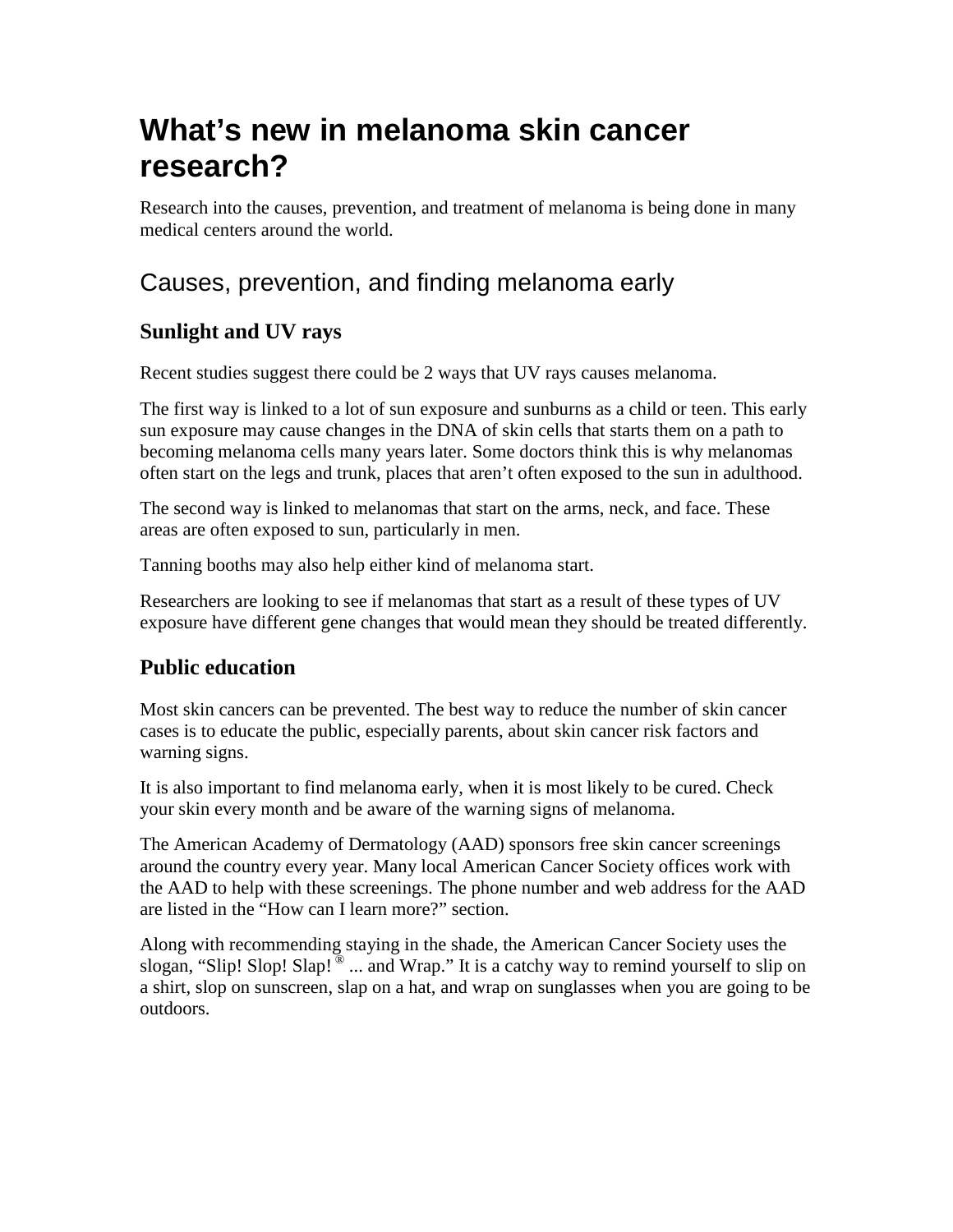# What's new in melanoma skin cancer research?

Research into the causes, prevention, and treatment of melanoma is being done in many medical centers around the world.

## Causes, prevention, and finding melanoma early

### Sunlight and UV rays

Recent studies suggest there could be 2 ways that UV rays causes melanoma.

The first way is linked to a lot of sun exposure and sunburns as a child or teen. This early sun exposure may cause changes in the DNA of skin cells that starts them on a path to becoming melanoma cells many years later. Some doctors think this is why melanomas often start on the legs and trunk, places that aren't often exposed to the sun in adulthood.

The second way is linked to melanomas that start on the arms, neck, and face. These areas are often exposed to sun, particularly in men.

Tanning booths may also help either kind of melanoma start.

Researchers are looking to see if melanomas that start as a result of these types of UV exposure have different gene changes that would mean they should be treated differently.

### Public education

Most skin cancers can be prevented. The best way to reduce the number of skin cancer cases is to educate the public, especially parents, about skin cancer risk factors and warning signs.

It is also important to find melanoma early, when it is most likely to be cured. Check your skin every month and be aware of the warning signs of melanoma.

The American Academy of Dermatology (AAD) sponsors free skin cancer screenings around the country every year. Many local American Cancer Society offices work with the AAD to help with these screenings. The phone number and web address for the AAD are listed in the "How can I learn more?" section.

Along with recommending staying in the shade, the American Cancer Society uses the slogan, "Slip! Slop! Slap!® ... and Wrap." It is a catchy way to remind yourself to slip on a shirt, slop on sunscreen, slap on a hat, and wrap on sunglasses when you are going to be outdoors.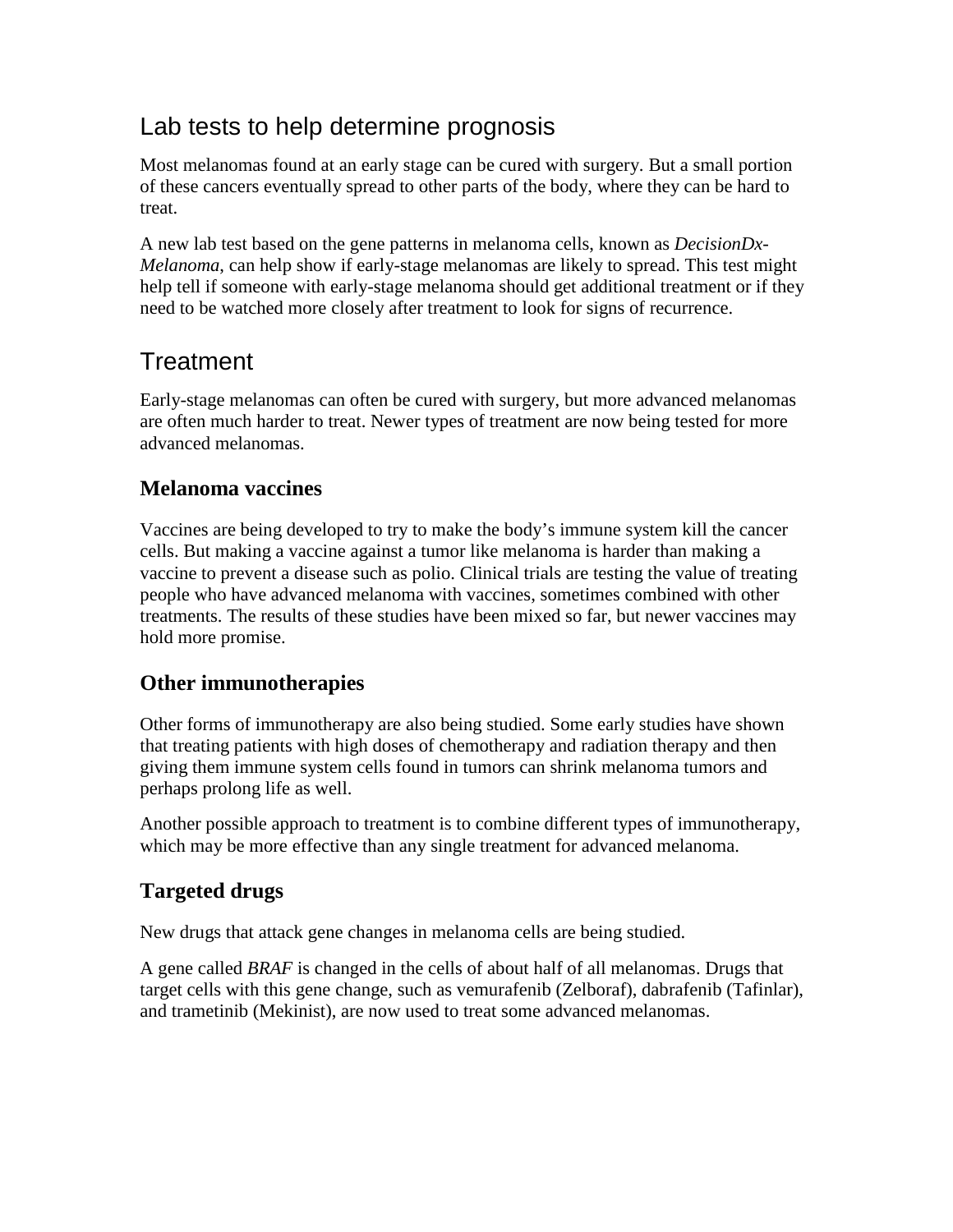## Lab tests to help determine prognosis

Most melanomas found at an early stage can be cured with surgery. But a small portion of these cancers eventually spread to other parts of the body, where they can be hard to treat.

A new lab test based on the gene patterns in melanoma cells, known as *DecisionDx-Melanoma*, can help show if early-stage melanomas are likely to spread. This test might help tell if someone with early-stage melanoma should get additional treatment or if they need to be watched more closely after treatment to look for signs of recurrence.

## Treatment

Early-stage melanomas can often be cured with surgery, but more advanced melanomas are often much harder to treat. Newer types of treatment are now being tested for more advanced melanomas.

### Melanoma vaccines

Vaccines are being developed to try to make the body's immune system kill the cancer cells. But making a vaccine against a tumor like melanoma is harder than making a vaccine to prevent a disease such as polio. Clinical trials are testing the value of treating people who have advanced melanoma with vaccines, sometimes combined with other treatments. The results of these studies have been mixed so far, but newer vaccines may hold more promise.

### Other immunotherapies

Other forms of immunotherapy are also being studied. Some early studies have shown that treating patients with high doses of chemotherapy and radiation therapy and then giving them immune system cells found in tumors can shrink melanoma tumors and perhaps prolong life as well.

Another possible approach to treatment is to combine different types of immunotherapy, which may be more effective than any single treatment for advanced melanoma.

### Targeted drugs

New drugs that attack gene changes in melanoma cells are being studied.

A gene called *BRAF* is changed in the cells of about half of all melanomas. Drugs that target cells with this gene change, such as vemurafenib (Zelboraf), dabrafenib (Tafinlar), and trametinib (Mekinist), are now used to treat some advanced melanomas.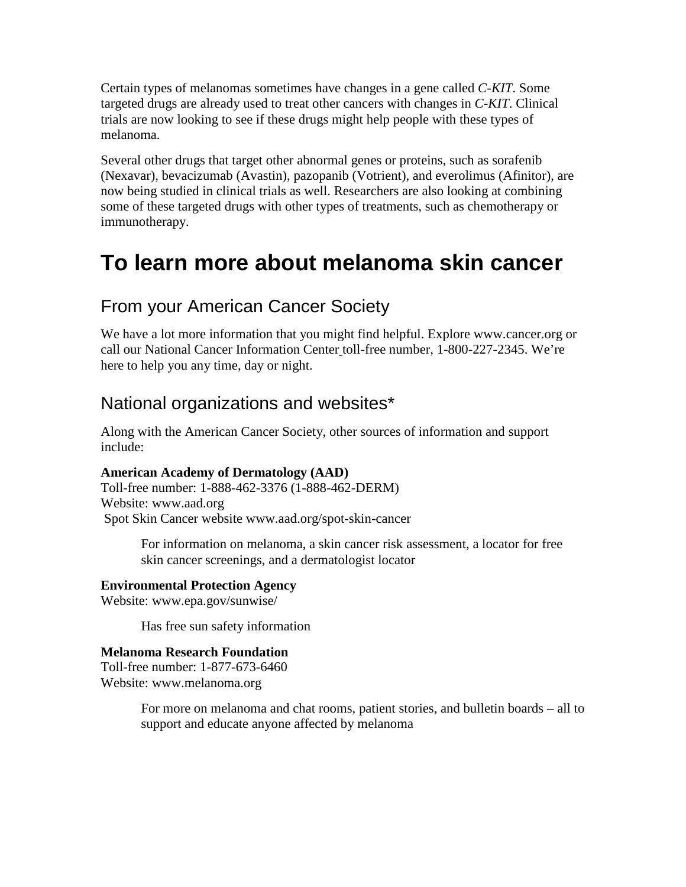Certain types of melanomas sometimes have changes in a gene called *C-KIT*. Some targeted drugs are already used to treat other cancers with changes in *C-KIT*. Clinical trials are now looking to see if these drugs might help people with these types of melanoma.

Several other drugs that target other abnormal genes or proteins, such as sorafenib (Nexavar), bevacizumab (Avastin), pazopanib (Votrient), and everolimus (Afinitor), are now being studied in clinical trials as well. Researchers are also looking at combining some of these targeted drugs with other types of treatments, such as chemotherapy or immunotherapy.

# To learn more about melanoma skin cancer

## From your American Cancer Society

We have a lot more information that you might find helpful. Explore www.cancer.org or call our National Cancer Information Center toll-free number, 1-800-227-2345. We're here to help you any time, day or night.

## National organizations and websites*

Along with the American Cancer Society, other sources of information and support include:

**American Academy of Dermatology (AAD)**
Toll-free number: 1-888-462-3376 (1-888-462-DERM)
Website: www.aad.org
Spot Skin Cancer website www.aad.org/spot-skin-cancer

> For information on melanoma, a skin cancer risk assessment, a locator for free skin cancer screenings, and a dermatologist locator

**Environmental Protection Agency**
Website: www.epa.gov/sunwise/

> Has free sun safety information

**Melanoma Research Foundation**
Toll-free number: 1-877-673-6460
Website: www.melanoma.org

> For more on melanoma and chat rooms, patient stories, and bulletin boards – all to support and educate anyone affected by melanoma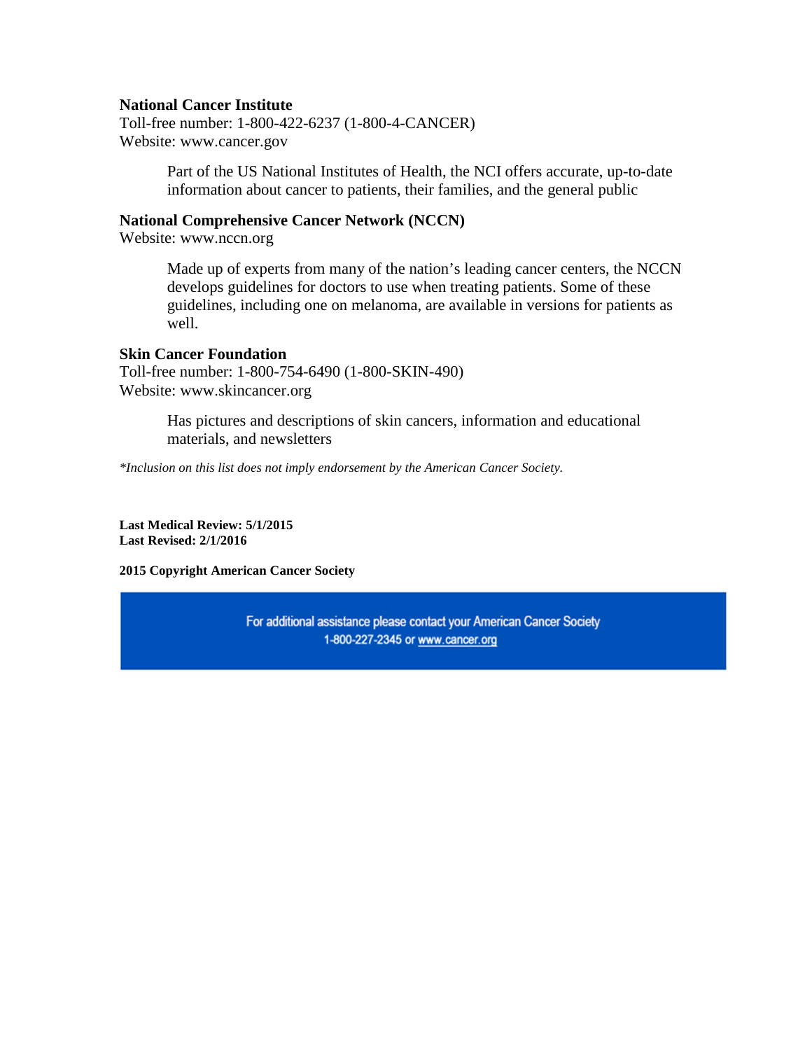**National Cancer Institute**
Toll-free number: 1-800-422-6237 (1-800-4-CANCER)
Website: www.cancer.gov

> Part of the US National Institutes of Health, the NCI offers accurate, up-to-date information about cancer to patients, their families, and the general public

**National Comprehensive Cancer Network (NCCN)**
Website: www.nccn.org

> Made up of experts from many of the nation's leading cancer centers, the NCCN develops guidelines for doctors to use when treating patients. Some of these guidelines, including one on melanoma, are available in versions for patients as well.

**Skin Cancer Foundation**
Toll-free number: 1-800-754-6490 (1-800-SKIN-490)
Website: www.skincancer.org

> Has pictures and descriptions of skin cancers, information and educational materials, and newsletters

*\*Inclusion on this list does not imply endorsement by the American Cancer Society.*

**Last Medical Review: 5/1/2015**
**Last Revised: 2/1/2016**

**2015 Copyright American Cancer Society**

For additional assistance please contact your American Cancer Society
1-800-227-2345 or www.cancer.org